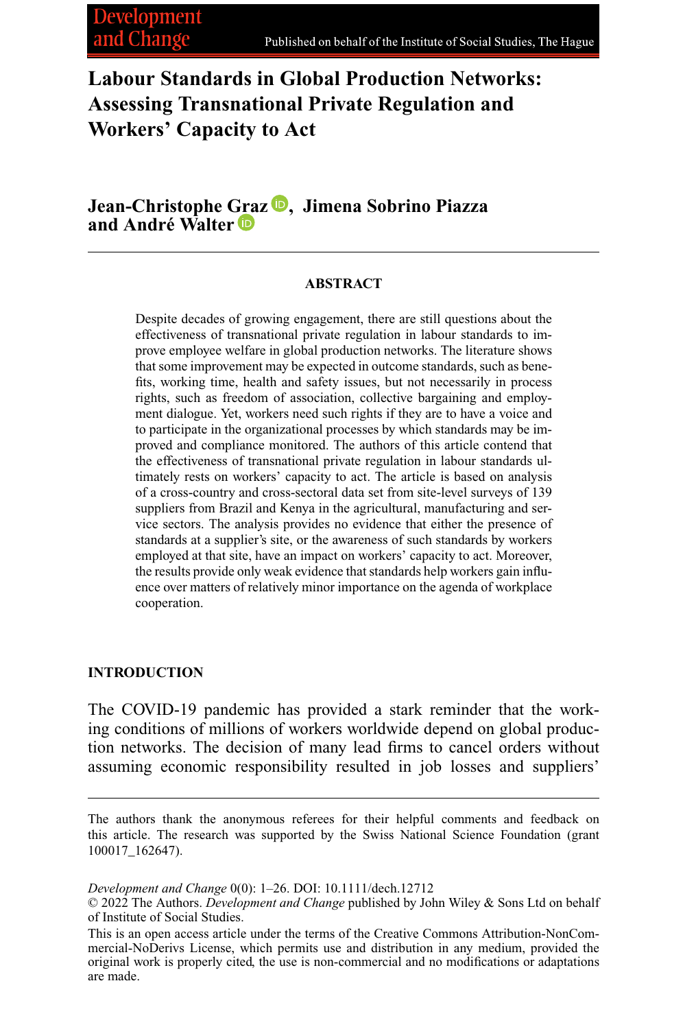# Labour Standards in Global Production Networks: Assessing Transnational Private Regulation and Workers' Capacity to Act

**Jean-Christophe Graz, Jimena Sobrino Piazza and André Walter**

## ABSTRACT

Despite decades of growing engagement, there are still questions about the effectiveness of transnational private regulation in labour standards to improve employee welfare in global production networks. The literature shows that some improvement may be expected in outcome standards, such as benefits, working time, health and safety issues, but not necessarily in process rights, such as freedom of association, collective bargaining and employment dialogue. Yet, workers need such rights if they are to have a voice and to participate in the organizational processes by which standards may be improved and compliance monitored. The authors of this article contend that the effectiveness of transnational private regulation in labour standards ultimately rests on workers' capacity to act. The article is based on analysis of a cross-country and cross-sectoral data set from site-level surveys of 139 suppliers from Brazil and Kenya in the agricultural, manufacturing and service sectors. The analysis provides no evidence that either the presence of standards at a supplier's site, or the awareness of such standards by workers employed at that site, have an impact on workers' capacity to act. Moreover, the results provide only weak evidence that standards help workers gain influence over matters of relatively minor importance on the agenda of workplace cooperation.

## INTRODUCTION

The COVID-19 pandemic has provided a stark reminder that the working conditions of millions of workers worldwide depend on global production networks. The decision of many lead firms to cancel orders without assuming economic responsibility resulted in job losses and suppliers'

---

The authors thank the anonymous referees for their helpful comments and feedback on this article. The research was supported by the Swiss National Science Foundation (grant 100017_162647).

*Development and Change* 0(0): 1–26. DOI: 10.1111/dech.12712
© 2022 The Authors. *Development and Change* published by John Wiley & Sons Ltd on behalf of Institute of Social Studies.
This is an open access article under the terms of the Creative Commons Attribution-NonCommercial-NoDerivs License, which permits use and distribution in any medium, provided the original work is properly cited, the use is non-commercial and no modifications or adaptations are made.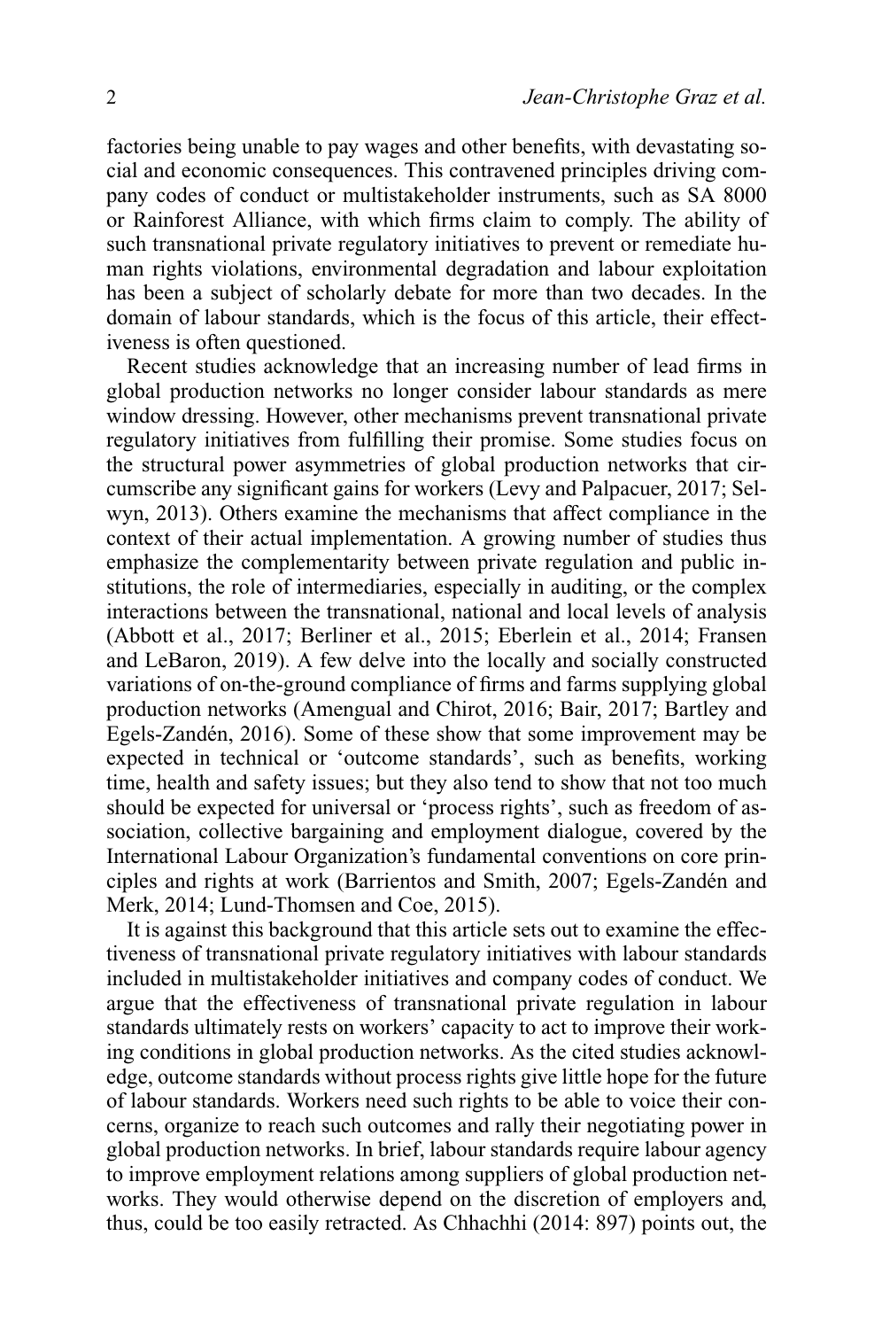factories being unable to pay wages and other benefits, with devastating social and economic consequences. This contravened principles driving company codes of conduct or multistakeholder instruments, such as SA 8000 or Rainforest Alliance, with which firms claim to comply. The ability of such transnational private regulatory initiatives to prevent or remediate human rights violations, environmental degradation and labour exploitation has been a subject of scholarly debate for more than two decades. In the domain of labour standards, which is the focus of this article, their effectiveness is often questioned.

Recent studies acknowledge that an increasing number of lead firms in global production networks no longer consider labour standards as mere window dressing. However, other mechanisms prevent transnational private regulatory initiatives from fulfilling their promise. Some studies focus on the structural power asymmetries of global production networks that circumscribe any significant gains for workers (Levy and Palpacuer, 2017; Selwyn, 2013). Others examine the mechanisms that affect compliance in the context of their actual implementation. A growing number of studies thus emphasize the complementarity between private regulation and public institutions, the role of intermediaries, especially in auditing, or the complex interactions between the transnational, national and local levels of analysis (Abbott et al., 2017; Berliner et al., 2015; Eberlein et al., 2014; Fransen and LeBaron, 2019). A few delve into the locally and socially constructed variations of on-the-ground compliance of firms and farms supplying global production networks (Amengual and Chirot, 2016; Bair, 2017; Bartley and Egels-Zandén, 2016). Some of these show that some improvement may be expected in technical or 'outcome standards', such as benefits, working time, health and safety issues; but they also tend to show that not too much should be expected for universal or 'process rights', such as freedom of association, collective bargaining and employment dialogue, covered by the International Labour Organization's fundamental conventions on core principles and rights at work (Barrientos and Smith, 2007; Egels-Zandén and Merk, 2014; Lund-Thomsen and Coe, 2015).

It is against this background that this article sets out to examine the effectiveness of transnational private regulatory initiatives with labour standards included in multistakeholder initiatives and company codes of conduct. We argue that the effectiveness of transnational private regulation in labour standards ultimately rests on workers' capacity to act to improve their working conditions in global production networks. As the cited studies acknowledge, outcome standards without process rights give little hope for the future of labour standards. Workers need such rights to be able to voice their concerns, organize to reach such outcomes and rally their negotiating power in global production networks. In brief, labour standards require labour agency to improve employment relations among suppliers of global production networks. They would otherwise depend on the discretion of employers and, thus, could be too easily retracted. As Chhachhi (2014: 897) points out, the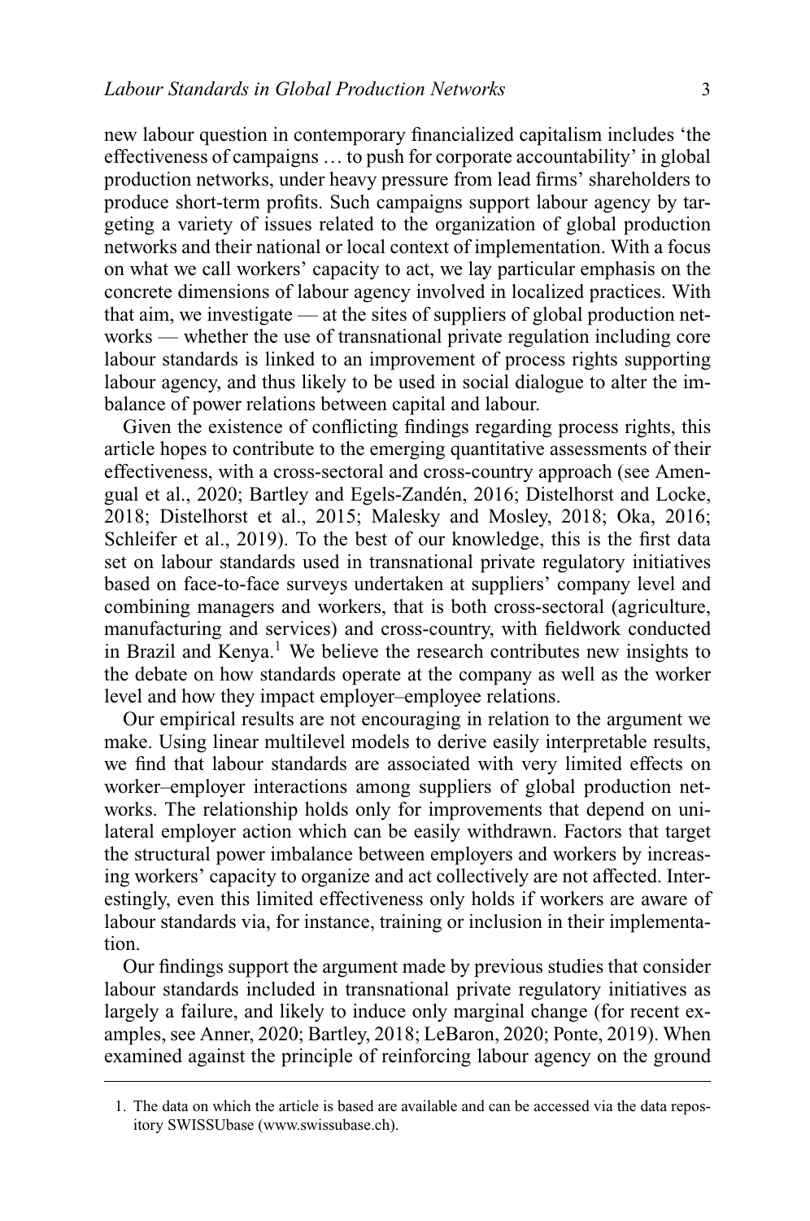new labour question in contemporary financialized capitalism includes 'the effectiveness of campaigns … to push for corporate accountability' in global production networks, under heavy pressure from lead firms' shareholders to produce short-term profits. Such campaigns support labour agency by targeting a variety of issues related to the organization of global production networks and their national or local context of implementation. With a focus on what we call workers' capacity to act, we lay particular emphasis on the concrete dimensions of labour agency involved in localized practices. With that aim, we investigate — at the sites of suppliers of global production networks — whether the use of transnational private regulation including core labour standards is linked to an improvement of process rights supporting labour agency, and thus likely to be used in social dialogue to alter the imbalance of power relations between capital and labour.

Given the existence of conflicting findings regarding process rights, this article hopes to contribute to the emerging quantitative assessments of their effectiveness, with a cross-sectoral and cross-country approach (see Amengual et al., 2020; Bartley and Egels-Zandén, 2016; Distelhorst and Locke, 2018; Distelhorst et al., 2015; Malesky and Mosley, 2018; Oka, 2016; Schleifer et al., 2019). To the best of our knowledge, this is the first data set on labour standards used in transnational private regulatory initiatives based on face-to-face surveys undertaken at suppliers' company level and combining managers and workers, that is both cross-sectoral (agriculture, manufacturing and services) and cross-country, with fieldwork conducted in Brazil and Kenya.[1] We believe the research contributes new insights to the debate on how standards operate at the company as well as the worker level and how they impact employer–employee relations.

Our empirical results are not encouraging in relation to the argument we make. Using linear multilevel models to derive easily interpretable results, we find that labour standards are associated with very limited effects on worker–employer interactions among suppliers of global production networks. The relationship holds only for improvements that depend on unilateral employer action which can be easily withdrawn. Factors that target the structural power imbalance between employers and workers by increasing workers' capacity to organize and act collectively are not affected. Interestingly, even this limited effectiveness only holds if workers are aware of labour standards via, for instance, training or inclusion in their implementation.

Our findings support the argument made by previous studies that consider labour standards included in transnational private regulatory initiatives as largely a failure, and likely to induce only marginal change (for recent examples, see Anner, 2020; Bartley, 2018; LeBaron, 2020; Ponte, 2019). When examined against the principle of reinforcing labour agency on the ground

1. The data on which the article is based are available and can be accessed via the data repository SWISSUbase (www.swissubase.ch).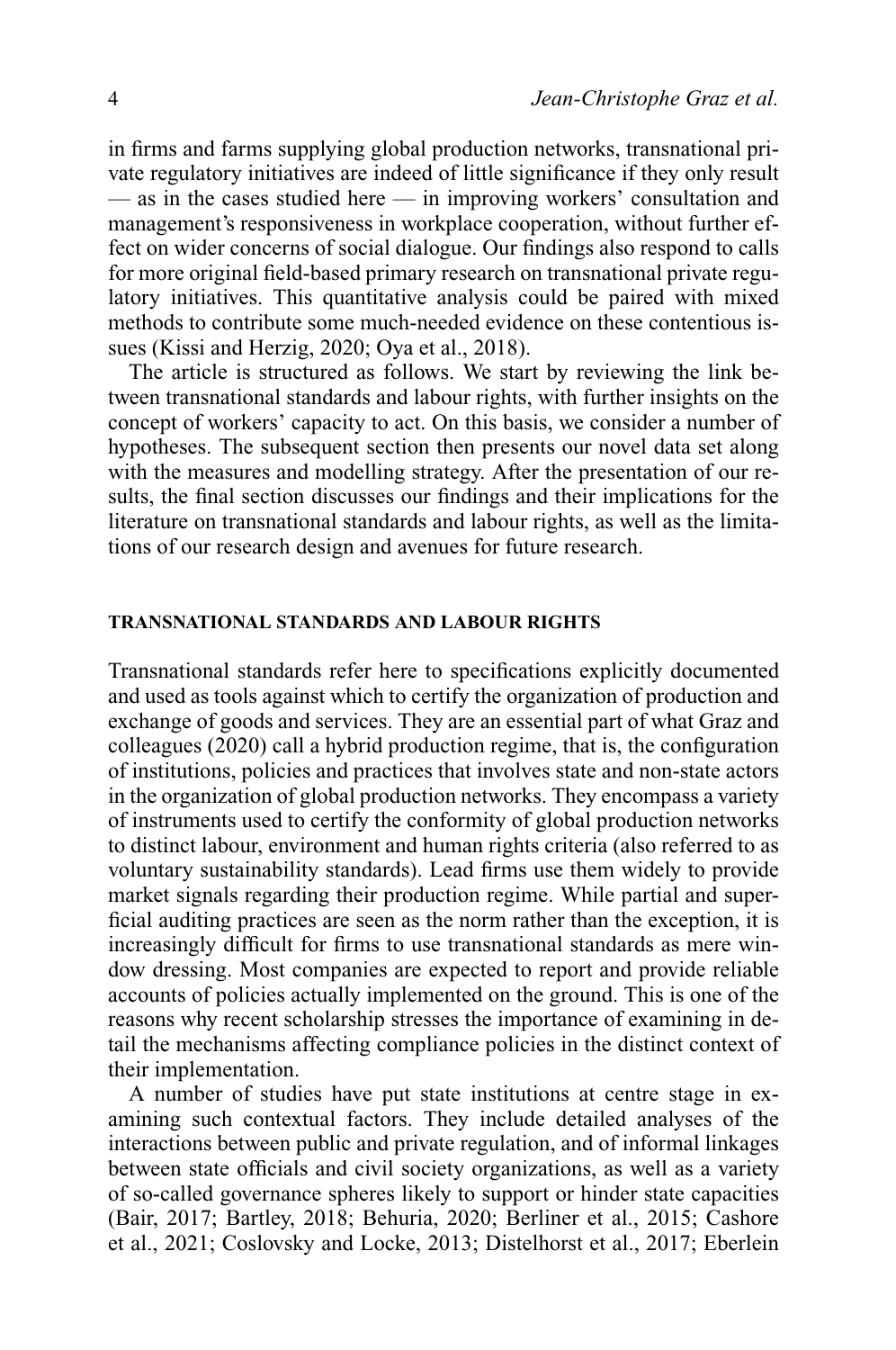in firms and farms supplying global production networks, transnational private regulatory initiatives are indeed of little significance if they only result — as in the cases studied here — in improving workers' consultation and management's responsiveness in workplace cooperation, without further effect on wider concerns of social dialogue. Our findings also respond to calls for more original field-based primary research on transnational private regulatory initiatives. This quantitative analysis could be paired with mixed methods to contribute some much-needed evidence on these contentious issues (Kissi and Herzig, 2020; Oya et al., 2018).

The article is structured as follows. We start by reviewing the link between transnational standards and labour rights, with further insights on the concept of workers' capacity to act. On this basis, we consider a number of hypotheses. The subsequent section then presents our novel data set along with the measures and modelling strategy. After the presentation of our results, the final section discusses our findings and their implications for the literature on transnational standards and labour rights, as well as the limitations of our research design and avenues for future research.

## TRANSNATIONAL STANDARDS AND LABOUR RIGHTS

Transnational standards refer here to specifications explicitly documented and used as tools against which to certify the organization of production and exchange of goods and services. They are an essential part of what Graz and colleagues (2020) call a hybrid production regime, that is, the configuration of institutions, policies and practices that involves state and non-state actors in the organization of global production networks. They encompass a variety of instruments used to certify the conformity of global production networks to distinct labour, environment and human rights criteria (also referred to as voluntary sustainability standards). Lead firms use them widely to provide market signals regarding their production regime. While partial and superficial auditing practices are seen as the norm rather than the exception, it is increasingly difficult for firms to use transnational standards as mere window dressing. Most companies are expected to report and provide reliable accounts of policies actually implemented on the ground. This is one of the reasons why recent scholarship stresses the importance of examining in detail the mechanisms affecting compliance policies in the distinct context of their implementation.

A number of studies have put state institutions at centre stage in examining such contextual factors. They include detailed analyses of the interactions between public and private regulation, and of informal linkages between state officials and civil society organizations, as well as a variety of so-called governance spheres likely to support or hinder state capacities (Bair, 2017; Bartley, 2018; Behuria, 2020; Berliner et al., 2015; Cashore et al., 2021; Coslovsky and Locke, 2013; Distelhorst et al., 2017; Eberlein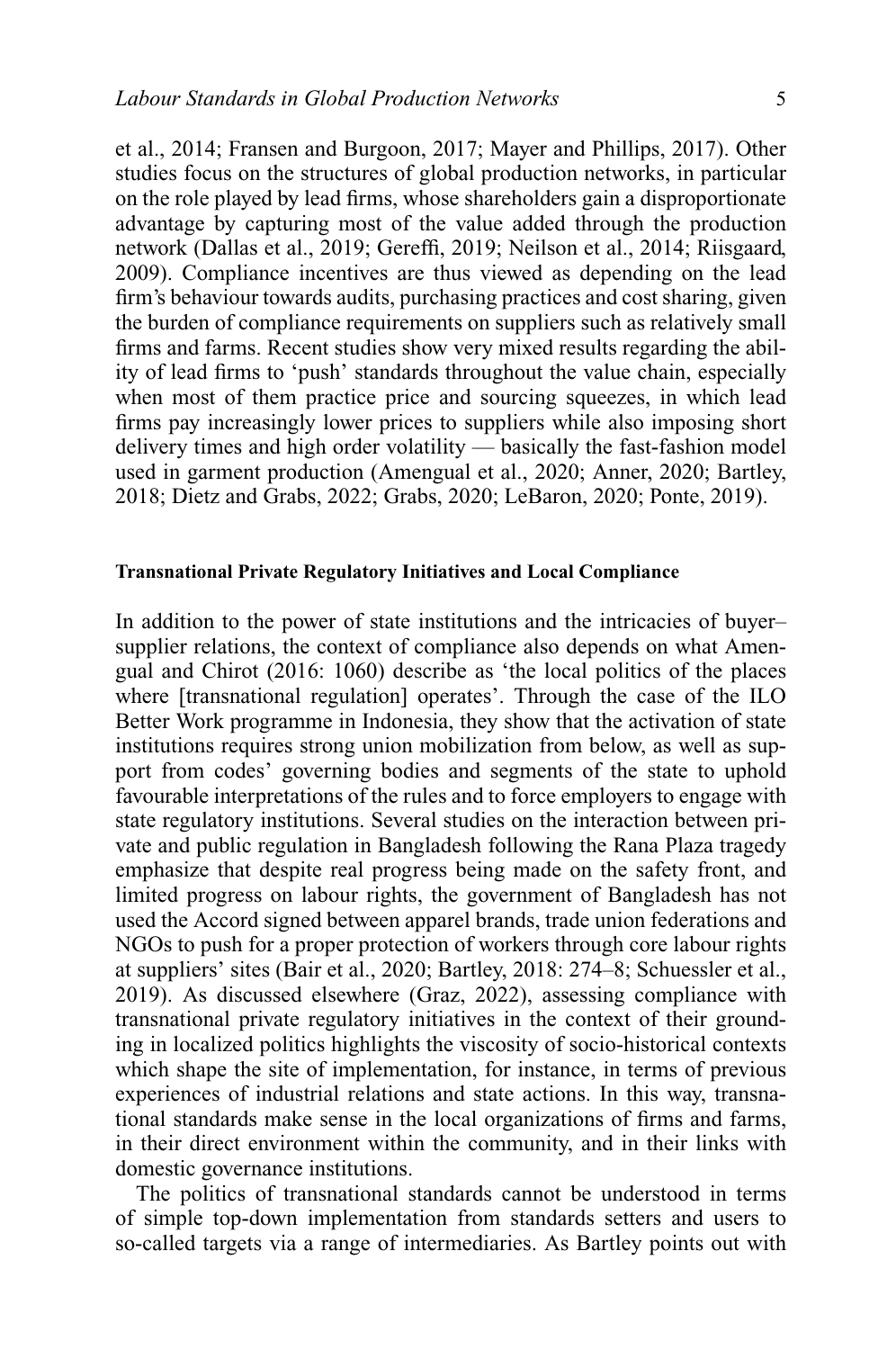et al., 2014; Fransen and Burgoon, 2017; Mayer and Phillips, 2017). Other studies focus on the structures of global production networks, in particular on the role played by lead firms, whose shareholders gain a disproportionate advantage by capturing most of the value added through the production network (Dallas et al., 2019; Gereffi, 2019; Neilson et al., 2014; Riisgaard, 2009). Compliance incentives are thus viewed as depending on the lead firm's behaviour towards audits, purchasing practices and cost sharing, given the burden of compliance requirements on suppliers such as relatively small firms and farms. Recent studies show very mixed results regarding the ability of lead firms to 'push' standards throughout the value chain, especially when most of them practice price and sourcing squeezes, in which lead firms pay increasingly lower prices to suppliers while also imposing short delivery times and high order volatility — basically the fast-fashion model used in garment production (Amengual et al., 2020; Anner, 2020; Bartley, 2018; Dietz and Grabs, 2022; Grabs, 2020; LeBaron, 2020; Ponte, 2019).

### Transnational Private Regulatory Initiatives and Local Compliance

In addition to the power of state institutions and the intricacies of buyer–supplier relations, the context of compliance also depends on what Amengual and Chirot (2016: 1060) describe as 'the local politics of the places where [transnational regulation] operates'. Through the case of the ILO Better Work programme in Indonesia, they show that the activation of state institutions requires strong union mobilization from below, as well as support from codes' governing bodies and segments of the state to uphold favourable interpretations of the rules and to force employers to engage with state regulatory institutions. Several studies on the interaction between private and public regulation in Bangladesh following the Rana Plaza tragedy emphasize that despite real progress being made on the safety front, and limited progress on labour rights, the government of Bangladesh has not used the Accord signed between apparel brands, trade union federations and NGOs to push for a proper protection of workers through core labour rights at suppliers' sites (Bair et al., 2020; Bartley, 2018: 274–8; Schuessler et al., 2019). As discussed elsewhere (Graz, 2022), assessing compliance with transnational private regulatory initiatives in the context of their grounding in localized politics highlights the viscosity of socio-historical contexts which shape the site of implementation, for instance, in terms of previous experiences of industrial relations and state actions. In this way, transnational standards make sense in the local organizations of firms and farms, in their direct environment within the community, and in their links with domestic governance institutions.

The politics of transnational standards cannot be understood in terms of simple top-down implementation from standards setters and users to so-called targets via a range of intermediaries. As Bartley points out with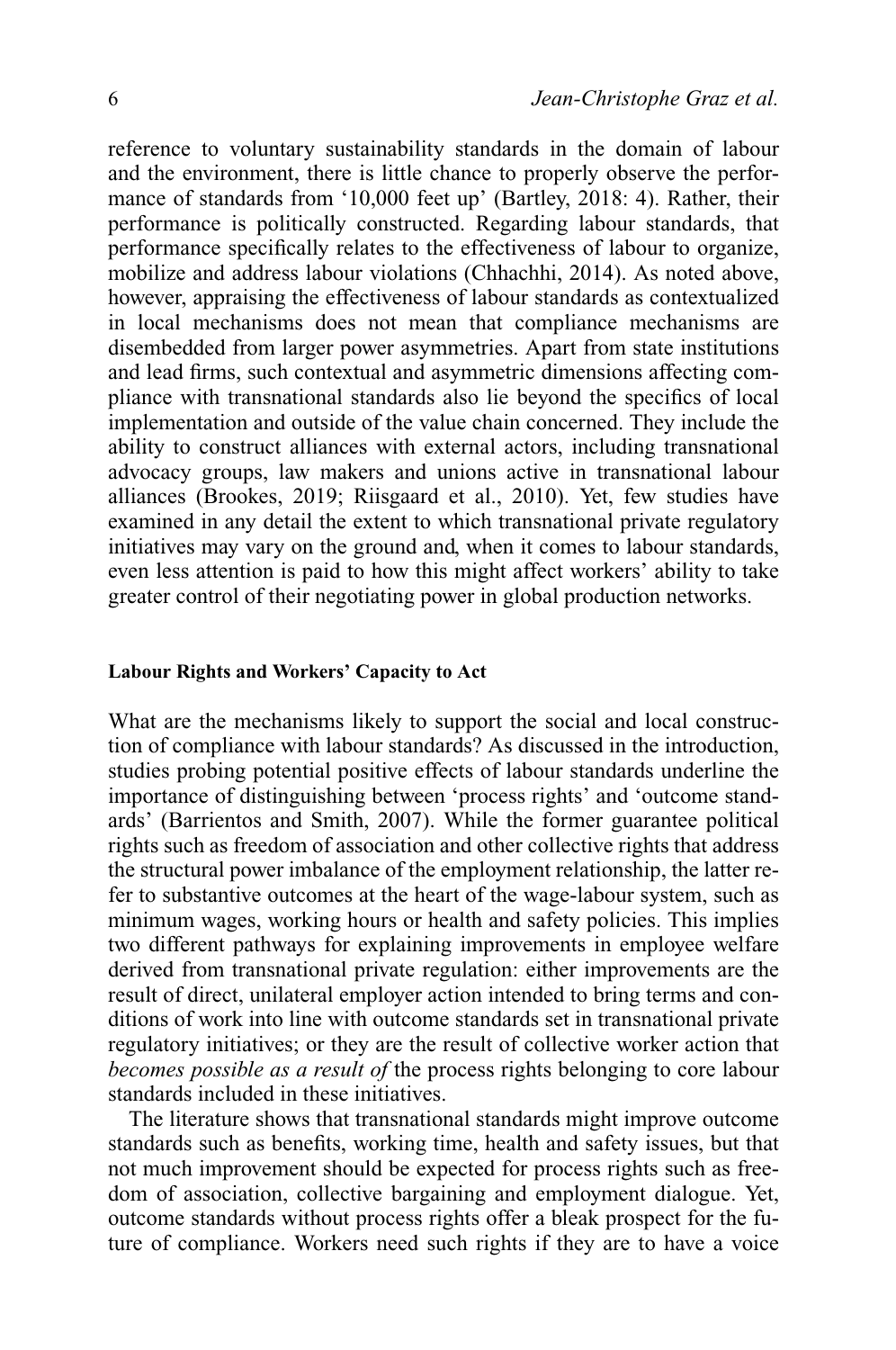reference to voluntary sustainability standards in the domain of labour and the environment, there is little chance to properly observe the performance of standards from '10,000 feet up' (Bartley, 2018: 4). Rather, their performance is politically constructed. Regarding labour standards, that performance specifically relates to the effectiveness of labour to organize, mobilize and address labour violations (Chhachhi, 2014). As noted above, however, appraising the effectiveness of labour standards as contextualized in local mechanisms does not mean that compliance mechanisms are disembedded from larger power asymmetries. Apart from state institutions and lead firms, such contextual and asymmetric dimensions affecting compliance with transnational standards also lie beyond the specifics of local implementation and outside of the value chain concerned. They include the ability to construct alliances with external actors, including transnational advocacy groups, law makers and unions active in transnational labour alliances (Brookes, 2019; Riisgaard et al., 2010). Yet, few studies have examined in any detail the extent to which transnational private regulatory initiatives may vary on the ground and, when it comes to labour standards, even less attention is paid to how this might affect workers' ability to take greater control of their negotiating power in global production networks.

#### Labour Rights and Workers' Capacity to Act

What are the mechanisms likely to support the social and local construction of compliance with labour standards? As discussed in the introduction, studies probing potential positive effects of labour standards underline the importance of distinguishing between 'process rights' and 'outcome standards' (Barrientos and Smith, 2007). While the former guarantee political rights such as freedom of association and other collective rights that address the structural power imbalance of the employment relationship, the latter refer to substantive outcomes at the heart of the wage-labour system, such as minimum wages, working hours or health and safety policies. This implies two different pathways for explaining improvements in employee welfare derived from transnational private regulation: either improvements are the result of direct, unilateral employer action intended to bring terms and conditions of work into line with outcome standards set in transnational private regulatory initiatives; or they are the result of collective worker action that *becomes possible as a result of* the process rights belonging to core labour standards included in these initiatives.

The literature shows that transnational standards might improve outcome standards such as benefits, working time, health and safety issues, but that not much improvement should be expected for process rights such as freedom of association, collective bargaining and employment dialogue. Yet, outcome standards without process rights offer a bleak prospect for the future of compliance. Workers need such rights if they are to have a voice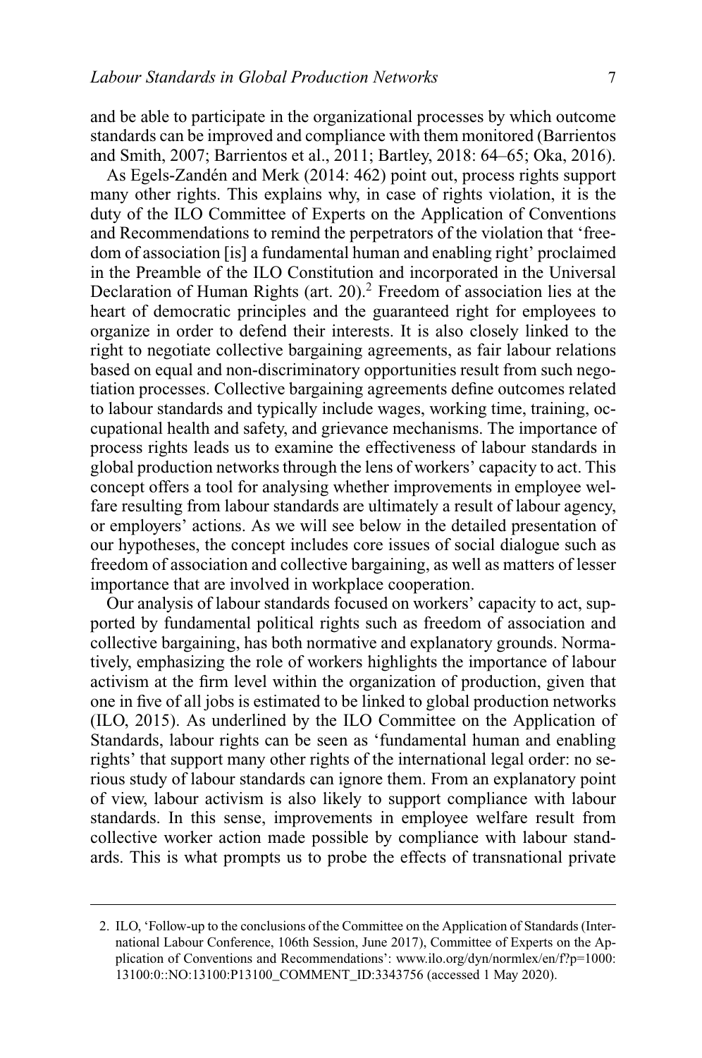and be able to participate in the organizational processes by which outcome standards can be improved and compliance with them monitored (Barrientos and Smith, 2007; Barrientos et al., 2011; Bartley, 2018: 64–65; Oka, 2016).

As Egels-Zandén and Merk (2014: 462) point out, process rights support many other rights. This explains why, in case of rights violation, it is the duty of the ILO Committee of Experts on the Application of Conventions and Recommendations to remind the perpetrators of the violation that 'freedom of association [is] a fundamental human and enabling right' proclaimed in the Preamble of the ILO Constitution and incorporated in the Universal Declaration of Human Rights (art. 20).[2] Freedom of association lies at the heart of democratic principles and the guaranteed right for employees to organize in order to defend their interests. It is also closely linked to the right to negotiate collective bargaining agreements, as fair labour relations based on equal and non-discriminatory opportunities result from such negotiation processes. Collective bargaining agreements define outcomes related to labour standards and typically include wages, working time, training, occupational health and safety, and grievance mechanisms. The importance of process rights leads us to examine the effectiveness of labour standards in global production networks through the lens of workers' capacity to act. This concept offers a tool for analysing whether improvements in employee welfare resulting from labour standards are ultimately a result of labour agency, or employers' actions. As we will see below in the detailed presentation of our hypotheses, the concept includes core issues of social dialogue such as freedom of association and collective bargaining, as well as matters of lesser importance that are involved in workplace cooperation.

Our analysis of labour standards focused on workers' capacity to act, supported by fundamental political rights such as freedom of association and collective bargaining, has both normative and explanatory grounds. Normatively, emphasizing the role of workers highlights the importance of labour activism at the firm level within the organization of production, given that one in five of all jobs is estimated to be linked to global production networks (ILO, 2015). As underlined by the ILO Committee on the Application of Standards, labour rights can be seen as 'fundamental human and enabling rights' that support many other rights of the international legal order: no serious study of labour standards can ignore them. From an explanatory point of view, labour activism is also likely to support compliance with labour standards. In this sense, improvements in employee welfare result from collective worker action made possible by compliance with labour standards. This is what prompts us to probe the effects of transnational private

---

2. ILO, 'Follow-up to the conclusions of the Committee on the Application of Standards (International Labour Conference, 106th Session, June 2017), Committee of Experts on the Application of Conventions and Recommendations': www.ilo.org/dyn/normlex/en/f?p=1000:13100:0::NO:13100:P13100_COMMENT_ID:3343756 (accessed 1 May 2020).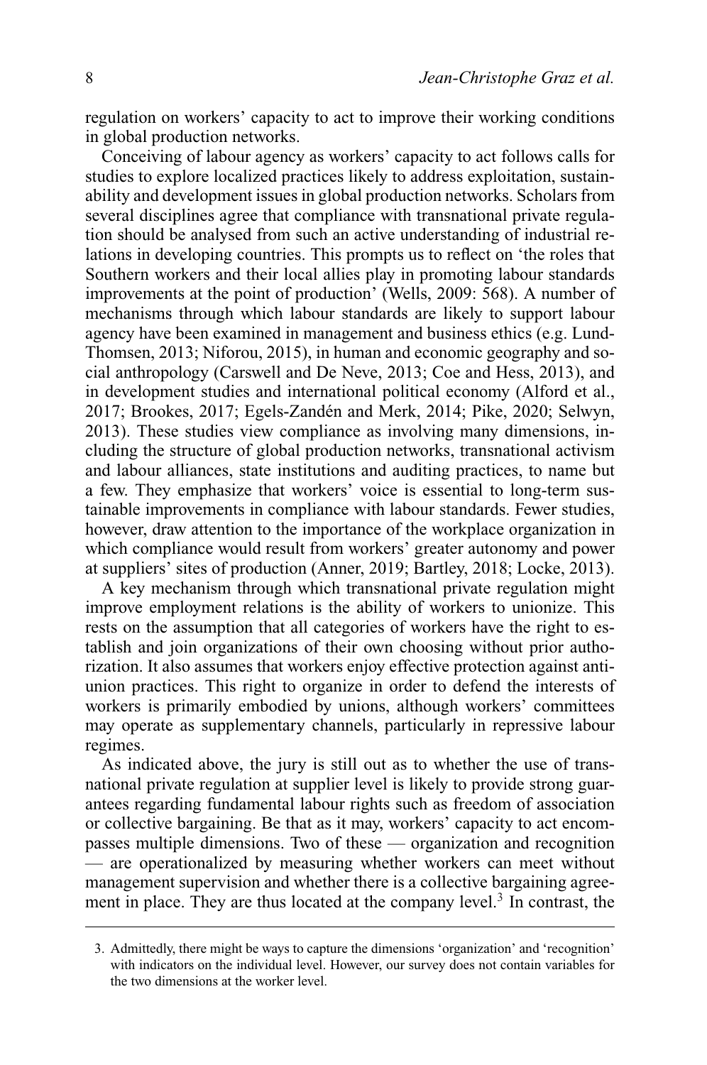regulation on workers' capacity to act to improve their working conditions in global production networks.

Conceiving of labour agency as workers' capacity to act follows calls for studies to explore localized practices likely to address exploitation, sustainability and development issues in global production networks. Scholars from several disciplines agree that compliance with transnational private regulation should be analysed from such an active understanding of industrial relations in developing countries. This prompts us to reflect on 'the roles that Southern workers and their local allies play in promoting labour standards improvements at the point of production' (Wells, 2009: 568). A number of mechanisms through which labour standards are likely to support labour agency have been examined in management and business ethics (e.g. Lund-Thomsen, 2013; Niforou, 2015), in human and economic geography and social anthropology (Carswell and De Neve, 2013; Coe and Hess, 2013), and in development studies and international political economy (Alford et al., 2017; Brookes, 2017; Egels-Zandén and Merk, 2014; Pike, 2020; Selwyn, 2013). These studies view compliance as involving many dimensions, including the structure of global production networks, transnational activism and labour alliances, state institutions and auditing practices, to name but a few. They emphasize that workers' voice is essential to long-term sustainable improvements in compliance with labour standards. Fewer studies, however, draw attention to the importance of the workplace organization in which compliance would result from workers' greater autonomy and power at suppliers' sites of production (Anner, 2019; Bartley, 2018; Locke, 2013).

A key mechanism through which transnational private regulation might improve employment relations is the ability of workers to unionize. This rests on the assumption that all categories of workers have the right to establish and join organizations of their own choosing without prior authorization. It also assumes that workers enjoy effective protection against anti-union practices. This right to organize in order to defend the interests of workers is primarily embodied by unions, although workers' committees may operate as supplementary channels, particularly in repressive labour regimes.

As indicated above, the jury is still out as to whether the use of transnational private regulation at supplier level is likely to provide strong guarantees regarding fundamental labour rights such as freedom of association or collective bargaining. Be that as it may, workers' capacity to act encompasses multiple dimensions. Two of these — organization and recognition — are operationalized by measuring whether workers can meet without management supervision and whether there is a collective bargaining agreement in place. They are thus located at the company level.[3] In contrast, the

3. Admittedly, there might be ways to capture the dimensions 'organization' and 'recognition' with indicators on the individual level. However, our survey does not contain variables for the two dimensions at the worker level.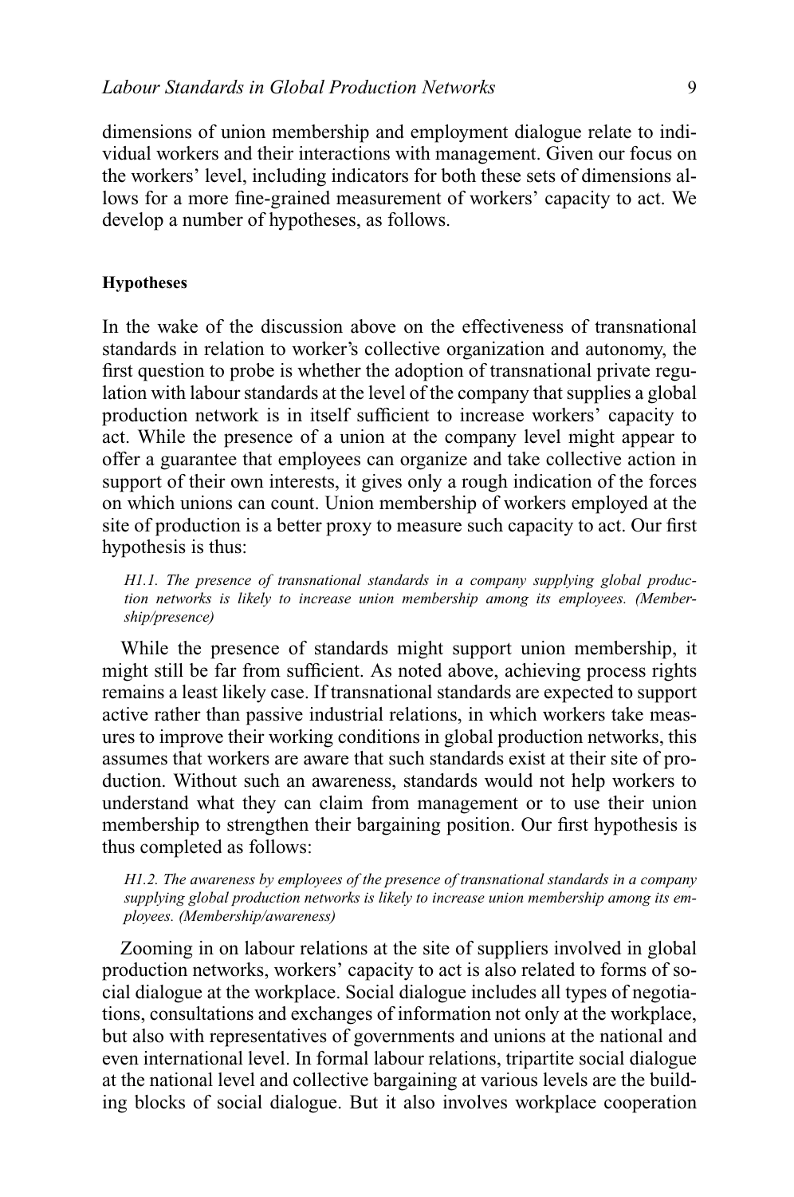dimensions of union membership and employment dialogue relate to individual workers and their interactions with management. Given our focus on the workers' level, including indicators for both these sets of dimensions allows for a more fine-grained measurement of workers' capacity to act. We develop a number of hypotheses, as follows.

### Hypotheses

In the wake of the discussion above on the effectiveness of transnational standards in relation to worker's collective organization and autonomy, the first question to probe is whether the adoption of transnational private regulation with labour standards at the level of the company that supplies a global production network is in itself sufficient to increase workers' capacity to act. While the presence of a union at the company level might appear to offer a guarantee that employees can organize and take collective action in support of their own interests, it gives only a rough indication of the forces on which unions can count. Union membership of workers employed at the site of production is a better proxy to measure such capacity to act. Our first hypothesis is thus:

> *H1.1. The presence of transnational standards in a company supplying global production networks is likely to increase union membership among its employees. (Membership/presence)*

While the presence of standards might support union membership, it might still be far from sufficient. As noted above, achieving process rights remains a least likely case. If transnational standards are expected to support active rather than passive industrial relations, in which workers take measures to improve their working conditions in global production networks, this assumes that workers are aware that such standards exist at their site of production. Without such an awareness, standards would not help workers to understand what they can claim from management or to use their union membership to strengthen their bargaining position. Our first hypothesis is thus completed as follows:

> *H1.2. The awareness by employees of the presence of transnational standards in a company supplying global production networks is likely to increase union membership among its employees. (Membership/awareness)*

Zooming in on labour relations at the site of suppliers involved in global production networks, workers' capacity to act is also related to forms of social dialogue at the workplace. Social dialogue includes all types of negotiations, consultations and exchanges of information not only at the workplace, but also with representatives of governments and unions at the national and even international level. In formal labour relations, tripartite social dialogue at the national level and collective bargaining at various levels are the building blocks of social dialogue. But it also involves workplace cooperation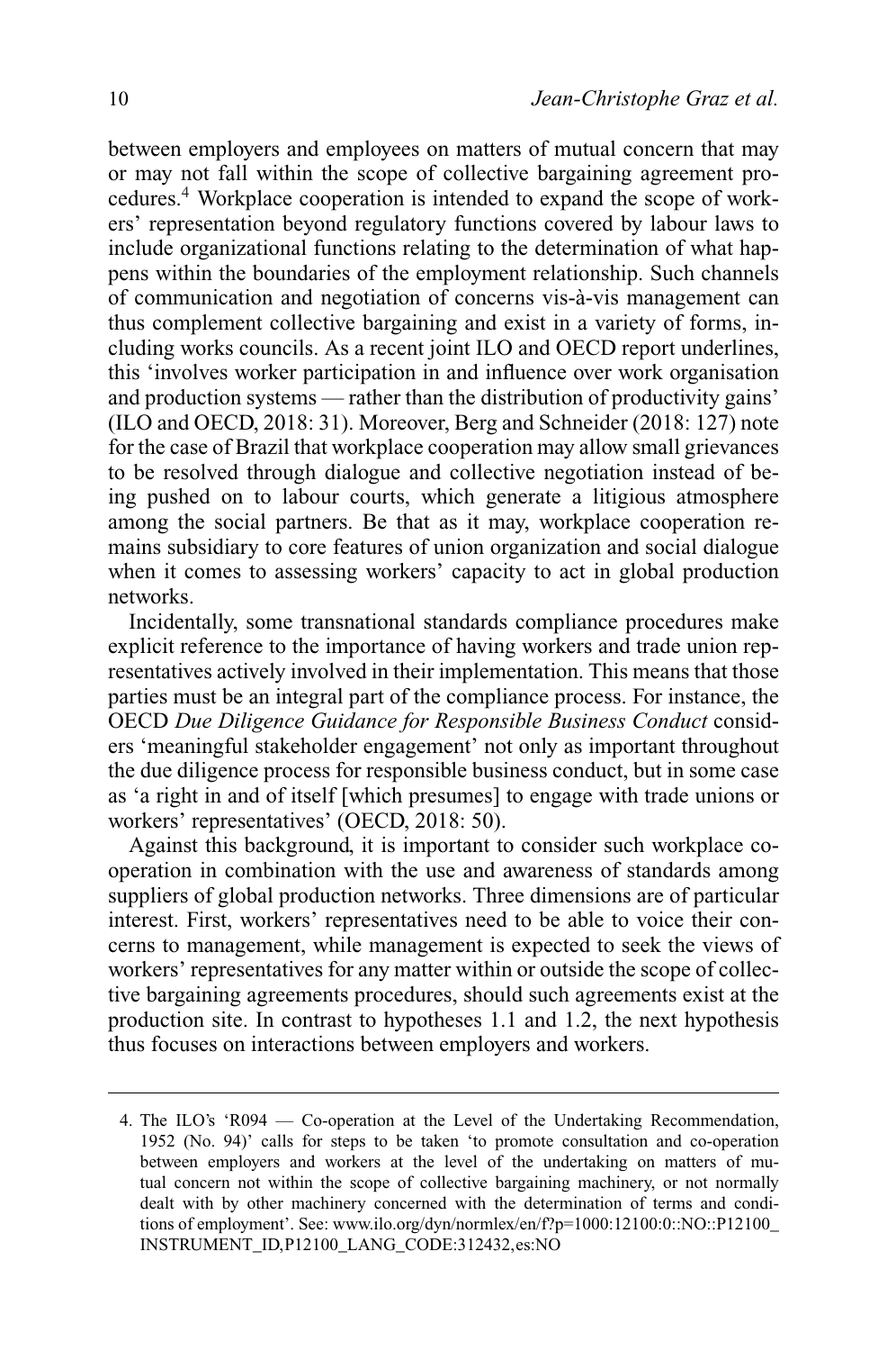between employers and employees on matters of mutual concern that may or may not fall within the scope of collective bargaining agreement procedures.[4] Workplace cooperation is intended to expand the scope of workers' representation beyond regulatory functions covered by labour laws to include organizational functions relating to the determination of what happens within the boundaries of the employment relationship. Such channels of communication and negotiation of concerns vis-à-vis management can thus complement collective bargaining and exist in a variety of forms, including works councils. As a recent joint ILO and OECD report underlines, this 'involves worker participation in and influence over work organisation and production systems — rather than the distribution of productivity gains' (ILO and OECD, 2018: 31). Moreover, Berg and Schneider (2018: 127) note for the case of Brazil that workplace cooperation may allow small grievances to be resolved through dialogue and collective negotiation instead of being pushed on to labour courts, which generate a litigious atmosphere among the social partners. Be that as it may, workplace cooperation remains subsidiary to core features of union organization and social dialogue when it comes to assessing workers' capacity to act in global production networks.

Incidentally, some transnational standards compliance procedures make explicit reference to the importance of having workers and trade union representatives actively involved in their implementation. This means that those parties must be an integral part of the compliance process. For instance, the OECD *Due Diligence Guidance for Responsible Business Conduct* considers 'meaningful stakeholder engagement' not only as important throughout the due diligence process for responsible business conduct, but in some case as 'a right in and of itself [which presumes] to engage with trade unions or workers' representatives' (OECD, 2018: 50).

Against this background, it is important to consider such workplace cooperation in combination with the use and awareness of standards among suppliers of global production networks. Three dimensions are of particular interest. First, workers' representatives need to be able to voice their concerns to management, while management is expected to seek the views of workers' representatives for any matter within or outside the scope of collective bargaining agreements procedures, should such agreements exist at the production site. In contrast to hypotheses 1.1 and 1.2, the next hypothesis thus focuses on interactions between employers and workers.

---

4. The ILO's 'R094 — Co-operation at the Level of the Undertaking Recommendation, 1952 (No. 94)' calls for steps to be taken 'to promote consultation and co-operation between employers and workers at the level of the undertaking on matters of mutual concern not within the scope of collective bargaining machinery, or not normally dealt with by other machinery concerned with the determination of terms and conditions of employment'. See: www.ilo.org/dyn/normlex/en/f?p=1000:12100:0::NO::P12100_INSTRUMENT_ID,P12100_LANG_CODE:312432,es:NO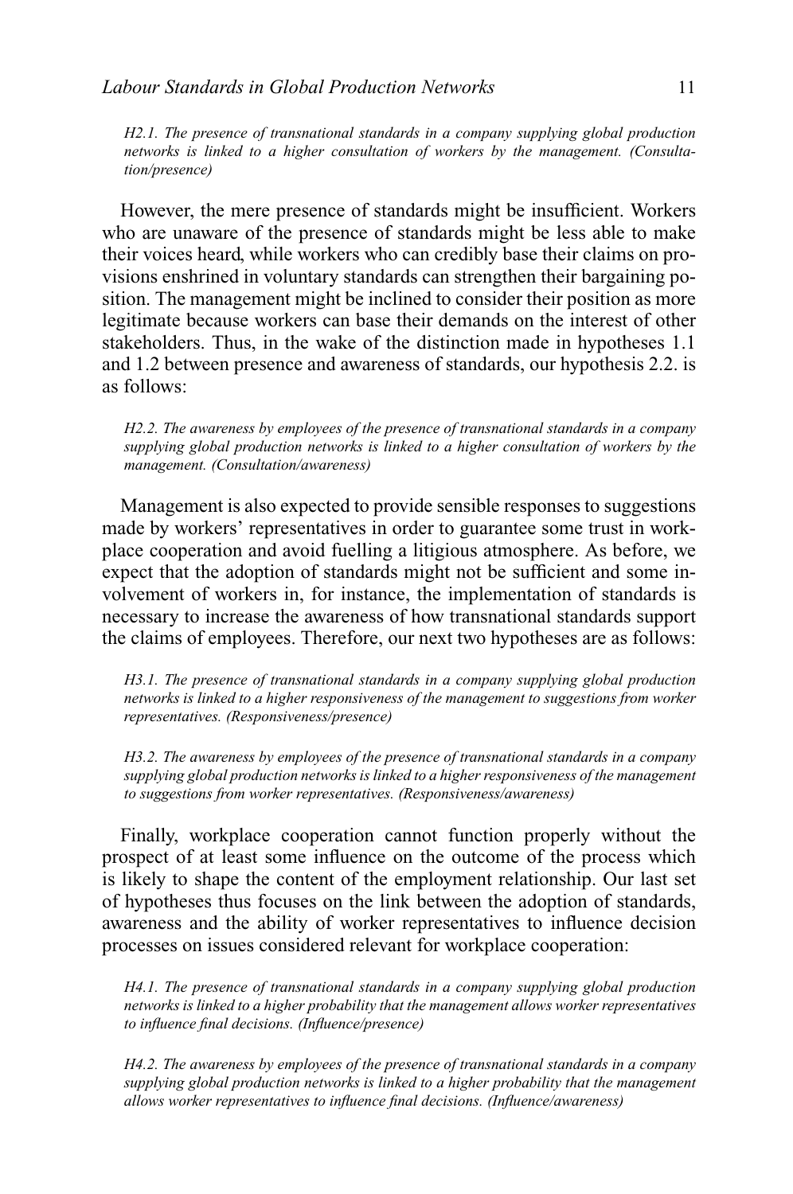*H2.1. The presence of transnational standards in a company supplying global production networks is linked to a higher consultation of workers by the management. (Consultation/presence)*

However, the mere presence of standards might be insufficient. Workers who are unaware of the presence of standards might be less able to make their voices heard, while workers who can credibly base their claims on provisions enshrined in voluntary standards can strengthen their bargaining position. The management might be inclined to consider their position as more legitimate because workers can base their demands on the interest of other stakeholders. Thus, in the wake of the distinction made in hypotheses 1.1 and 1.2 between presence and awareness of standards, our hypothesis 2.2. is as follows:

*H2.2. The awareness by employees of the presence of transnational standards in a company supplying global production networks is linked to a higher consultation of workers by the management. (Consultation/awareness)*

Management is also expected to provide sensible responses to suggestions made by workers' representatives in order to guarantee some trust in workplace cooperation and avoid fuelling a litigious atmosphere. As before, we expect that the adoption of standards might not be sufficient and some involvement of workers in, for instance, the implementation of standards is necessary to increase the awareness of how transnational standards support the claims of employees. Therefore, our next two hypotheses are as follows:

*H3.1. The presence of transnational standards in a company supplying global production networks is linked to a higher responsiveness of the management to suggestions from worker representatives. (Responsiveness/presence)*

*H3.2. The awareness by employees of the presence of transnational standards in a company supplying global production networks is linked to a higher responsiveness of the management to suggestions from worker representatives. (Responsiveness/awareness)*

Finally, workplace cooperation cannot function properly without the prospect of at least some influence on the outcome of the process which is likely to shape the content of the employment relationship. Our last set of hypotheses thus focuses on the link between the adoption of standards, awareness and the ability of worker representatives to influence decision processes on issues considered relevant for workplace cooperation:

*H4.1. The presence of transnational standards in a company supplying global production networks is linked to a higher probability that the management allows worker representatives to influence final decisions. (Influence/presence)*

*H4.2. The awareness by employees of the presence of transnational standards in a company supplying global production networks is linked to a higher probability that the management allows worker representatives to influence final decisions. (Influence/awareness)*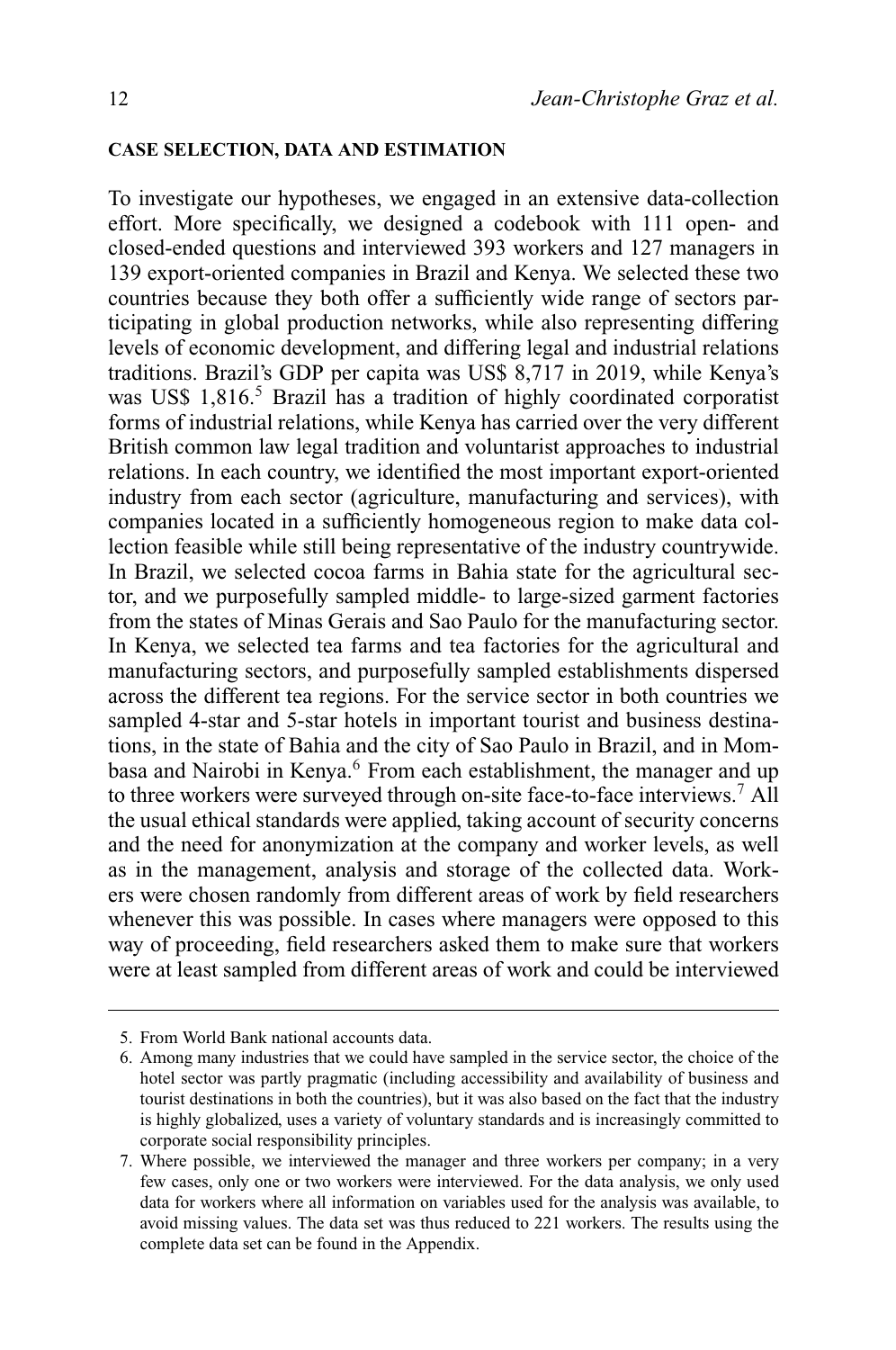## CASE SELECTION, DATA AND ESTIMATION

To investigate our hypotheses, we engaged in an extensive data-collection effort. More specifically, we designed a codebook with 111 open- and closed-ended questions and interviewed 393 workers and 127 managers in 139 export-oriented companies in Brazil and Kenya. We selected these two countries because they both offer a sufficiently wide range of sectors participating in global production networks, while also representing differing levels of economic development, and differing legal and industrial relations traditions. Brazil's GDP per capita was US$ 8,717 in 2019, while Kenya's was US$ 1,816.[5] Brazil has a tradition of highly coordinated corporatist forms of industrial relations, while Kenya has carried over the very different British common law legal tradition and voluntarist approaches to industrial relations. In each country, we identified the most important export-oriented industry from each sector (agriculture, manufacturing and services), with companies located in a sufficiently homogeneous region to make data collection feasible while still being representative of the industry countrywide. In Brazil, we selected cocoa farms in Bahia state for the agricultural sector, and we purposefully sampled middle- to large-sized garment factories from the states of Minas Gerais and Sao Paulo for the manufacturing sector. In Kenya, we selected tea farms and tea factories for the agricultural and manufacturing sectors, and purposefully sampled establishments dispersed across the different tea regions. For the service sector in both countries we sampled 4-star and 5-star hotels in important tourist and business destinations, in the state of Bahia and the city of Sao Paulo in Brazil, and in Mombasa and Nairobi in Kenya.[6] From each establishment, the manager and up to three workers were surveyed through on-site face-to-face interviews.[7] All the usual ethical standards were applied, taking account of security concerns and the need for anonymization at the company and worker levels, as well as in the management, analysis and storage of the collected data. Workers were chosen randomly from different areas of work by field researchers whenever this was possible. In cases where managers were opposed to this way of proceeding, field researchers asked them to make sure that workers were at least sampled from different areas of work and could be interviewed

---

5. From World Bank national accounts data.
6. Among many industries that we could have sampled in the service sector, the choice of the hotel sector was partly pragmatic (including accessibility and availability of business and tourist destinations in both the countries), but it was also based on the fact that the industry is highly globalized, uses a variety of voluntary standards and is increasingly committed to corporate social responsibility principles.
7. Where possible, we interviewed the manager and three workers per company; in a very few cases, only one or two workers were interviewed. For the data analysis, we only used data for workers where all information on variables used for the analysis was available, to avoid missing values. The data set was thus reduced to 221 workers. The results using the complete data set can be found in the Appendix.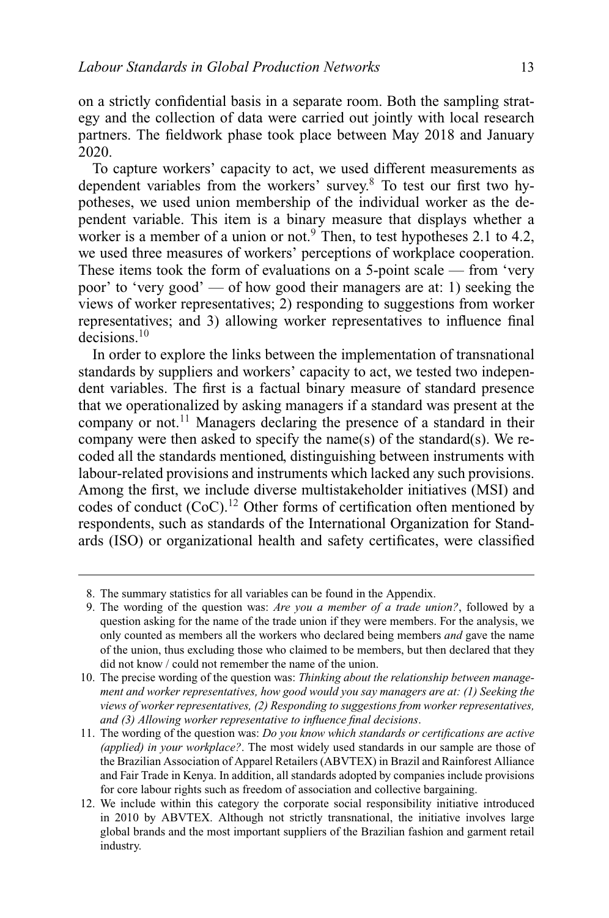on a strictly confidential basis in a separate room. Both the sampling strategy and the collection of data were carried out jointly with local research partners. The fieldwork phase took place between May 2018 and January 2020.

To capture workers' capacity to act, we used different measurements as dependent variables from the workers' survey.[8] To test our first two hypotheses, we used union membership of the individual worker as the dependent variable. This item is a binary measure that displays whether a worker is a member of a union or not.[9] Then, to test hypotheses 2.1 to 4.2, we used three measures of workers' perceptions of workplace cooperation. These items took the form of evaluations on a 5-point scale — from 'very poor' to 'very good' — of how good their managers are at: 1) seeking the views of worker representatives; 2) responding to suggestions from worker representatives; and 3) allowing worker representatives to influence final decisions.[10]

In order to explore the links between the implementation of transnational standards by suppliers and workers' capacity to act, we tested two independent variables. The first is a factual binary measure of standard presence that we operationalized by asking managers if a standard was present at the company or not.[11] Managers declaring the presence of a standard in their company were then asked to specify the name(s) of the standard(s). We recoded all the standards mentioned, distinguishing between instruments with labour-related provisions and instruments which lacked any such provisions. Among the first, we include diverse multistakeholder initiatives (MSI) and codes of conduct (CoC).[12] Other forms of certification often mentioned by respondents, such as standards of the International Organization for Standards (ISO) or organizational health and safety certificates, were classified

8. The summary statistics for all variables can be found in the Appendix.

9. The wording of the question was: *Are you a member of a trade union?*, followed by a question asking for the name of the trade union if they were members. For the analysis, we only counted as members all the workers who declared being members *and* gave the name of the union, thus excluding those who claimed to be members, but then declared that they did not know / could not remember the name of the union.

10. The precise wording of the question was: *Thinking about the relationship between management and worker representatives, how good would you say managers are at: (1) Seeking the views of worker representatives, (2) Responding to suggestions from worker representatives, and (3) Allowing worker representative to influence final decisions*.

11. The wording of the question was: *Do you know which standards or certifications are active (applied) in your workplace?*. The most widely used standards in our sample are those of the Brazilian Association of Apparel Retailers (ABVTEX) in Brazil and Rainforest Alliance and Fair Trade in Kenya. In addition, all standards adopted by companies include provisions for core labour rights such as freedom of association and collective bargaining.

12. We include within this category the corporate social responsibility initiative introduced in 2010 by ABVTEX. Although not strictly transnational, the initiative involves large global brands and the most important suppliers of the Brazilian fashion and garment retail industry.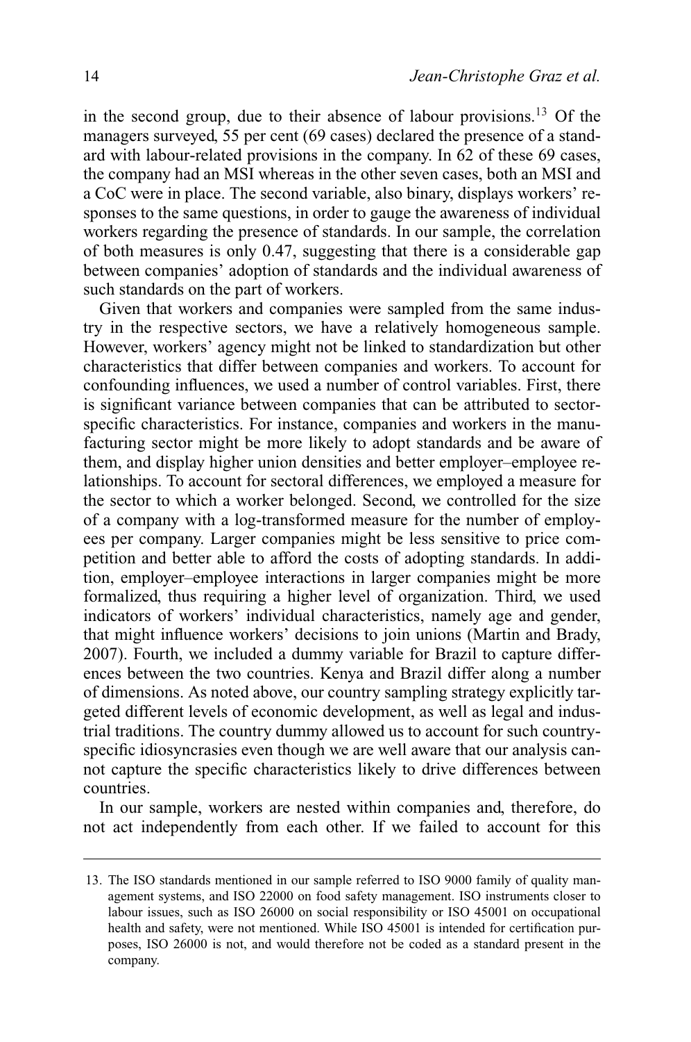in the second group, due to their absence of labour provisions.[13] Of the managers surveyed, 55 per cent (69 cases) declared the presence of a standard with labour-related provisions in the company. In 62 of these 69 cases, the company had an MSI whereas in the other seven cases, both an MSI and a CoC were in place. The second variable, also binary, displays workers' responses to the same questions, in order to gauge the awareness of individual workers regarding the presence of standards. In our sample, the correlation of both measures is only 0.47, suggesting that there is a considerable gap between companies' adoption of standards and the individual awareness of such standards on the part of workers.

Given that workers and companies were sampled from the same industry in the respective sectors, we have a relatively homogeneous sample. However, workers' agency might not be linked to standardization but other characteristics that differ between companies and workers. To account for confounding influences, we used a number of control variables. First, there is significant variance between companies that can be attributed to sector-specific characteristics. For instance, companies and workers in the manufacturing sector might be more likely to adopt standards and be aware of them, and display higher union densities and better employer–employee relationships. To account for sectoral differences, we employed a measure for the sector to which a worker belonged. Second, we controlled for the size of a company with a log-transformed measure for the number of employees per company. Larger companies might be less sensitive to price competition and better able to afford the costs of adopting standards. In addition, employer–employee interactions in larger companies might be more formalized, thus requiring a higher level of organization. Third, we used indicators of workers' individual characteristics, namely age and gender, that might influence workers' decisions to join unions (Martin and Brady, 2007). Fourth, we included a dummy variable for Brazil to capture differences between the two countries. Kenya and Brazil differ along a number of dimensions. As noted above, our country sampling strategy explicitly targeted different levels of economic development, as well as legal and industrial traditions. The country dummy allowed us to account for such country-specific idiosyncrasies even though we are well aware that our analysis cannot capture the specific characteristics likely to drive differences between countries.

In our sample, workers are nested within companies and, therefore, do not act independently from each other. If we failed to account for this

---

13. The ISO standards mentioned in our sample referred to ISO 9000 family of quality management systems, and ISO 22000 on food safety management. ISO instruments closer to labour issues, such as ISO 26000 on social responsibility or ISO 45001 on occupational health and safety, were not mentioned. While ISO 45001 is intended for certification purposes, ISO 26000 is not, and would therefore not be coded as a standard present in the company.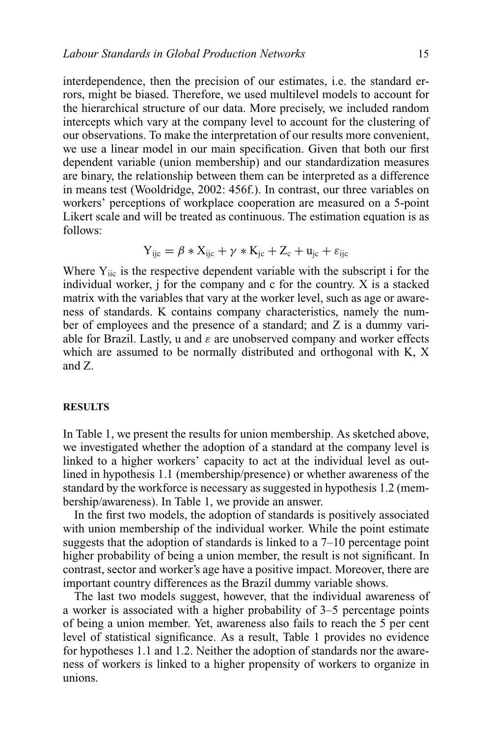interdependence, then the precision of our estimates, i.e. the standard errors, might be biased. Therefore, we used multilevel models to account for the hierarchical structure of our data. More precisely, we included random intercepts which vary at the company level to account for the clustering of our observations. To make the interpretation of our results more convenient, we use a linear model in our main specification. Given that both our first dependent variable (union membership) and our standardization measures are binary, the relationship between them can be interpreted as a difference in means test (Wooldridge, 2002: 456f.). In contrast, our three variables on workers' perceptions of workplace cooperation are measured on a 5-point Likert scale and will be treated as continuous. The estimation equation is as follows:

$$Y_{ijc} = \beta * X_{ijc} + \gamma * K_{jc} + Z_c + u_{jc} + \varepsilon_{ijc}$$

Where $Y_{iic}$ is the respective dependent variable with the subscript i for the individual worker, j for the company and c for the country. X is a stacked matrix with the variables that vary at the worker level, such as age or awareness of standards. K contains company characteristics, namely the number of employees and the presence of a standard; and Z is a dummy variable for Brazil. Lastly, u and $\varepsilon$ are unobserved company and worker effects which are assumed to be normally distributed and orthogonal with K, X and Z.

## RESULTS

In Table 1, we present the results for union membership. As sketched above, we investigated whether the adoption of a standard at the company level is linked to a higher workers' capacity to act at the individual level as outlined in hypothesis 1.1 (membership/presence) or whether awareness of the standard by the workforce is necessary as suggested in hypothesis 1.2 (membership/awareness). In Table 1, we provide an answer.

In the first two models, the adoption of standards is positively associated with union membership of the individual worker. While the point estimate suggests that the adoption of standards is linked to a 7–10 percentage point higher probability of being a union member, the result is not significant. In contrast, sector and worker's age have a positive impact. Moreover, there are important country differences as the Brazil dummy variable shows.

The last two models suggest, however, that the individual awareness of a worker is associated with a higher probability of 3–5 percentage points of being a union member. Yet, awareness also fails to reach the 5 per cent level of statistical significance. As a result, Table 1 provides no evidence for hypotheses 1.1 and 1.2. Neither the adoption of standards nor the awareness of workers is linked to a higher propensity of workers to organize in unions.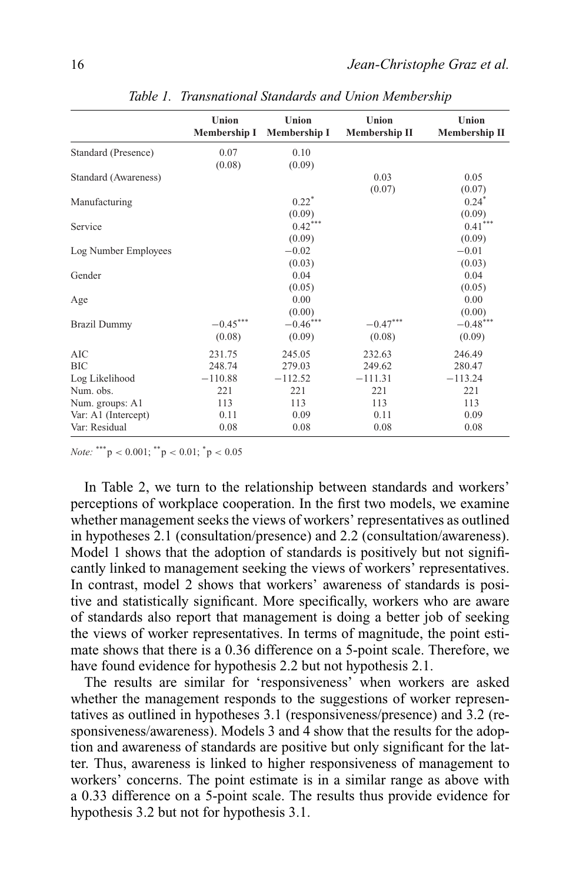*Table 1. Transnational Standards and Union Membership*

| | Union Membership I | Union Membership I | Union Membership II | Union Membership II |
|---|---|---|---|---|
| Standard (Presence) | 0.07 | 0.10 | | |
| | (0.08) | (0.09) | | |
| Standard (Awareness) | | | 0.03 | 0.05 |
| | | | (0.07) | (0.07) |
| Manufacturing | | $0.22^{*}$ | | $0.24^{*}$ |
| | | (0.09) | | (0.09) |
| Service | | $0.42^{***}$ | | $0.41^{***}$ |
| | | (0.09) | | (0.09) |
| Log Number Employees | | −0.02 | | −0.01 |
| | | (0.03) | | (0.03) |
| Gender | | 0.04 | | 0.04 |
| | | (0.05) | | (0.05) |
| Age | | 0.00 | | 0.00 |
| | | (0.00) | | (0.00) |
| Brazil Dummy | $-0.45^{***}$ | $-0.46^{***}$ | $-0.47^{***}$ | $-0.48^{***}$ |
| | (0.08) | (0.09) | (0.08) | (0.09) |
| AIC | 231.75 | 245.05 | 232.63 | 246.49 |
| BIC | 248.74 | 279.03 | 249.62 | 280.47 |
| Log Likelihood | −110.88 | −112.52 | −111.31 | −113.24 |
| Num. obs. | 221 | 221 | 221 | 221 |
| Num. groups: A1 | 113 | 113 | 113 | 113 |
| Var: A1 (Intercept) | 0.11 | 0.09 | 0.11 | 0.09 |
| Var: Residual | 0.08 | 0.08 | 0.08 | 0.08 |

*Note:* $^{***}p < 0.001$; $^{**}p < 0.01$; $^{*}p < 0.05$

In Table 2, we turn to the relationship between standards and workers' perceptions of workplace cooperation. In the first two models, we examine whether management seeks the views of workers' representatives as outlined in hypotheses 2.1 (consultation/presence) and 2.2 (consultation/awareness). Model 1 shows that the adoption of standards is positively but not significantly linked to management seeking the views of workers' representatives. In contrast, model 2 shows that workers' awareness of standards is positive and statistically significant. More specifically, workers who are aware of standards also report that management is doing a better job of seeking the views of worker representatives. In terms of magnitude, the point estimate shows that there is a 0.36 difference on a 5-point scale. Therefore, we have found evidence for hypothesis 2.2 but not hypothesis 2.1.

The results are similar for 'responsiveness' when workers are asked whether the management responds to the suggestions of worker representatives as outlined in hypotheses 3.1 (responsiveness/presence) and 3.2 (responsiveness/awareness). Models 3 and 4 show that the results for the adoption and awareness of standards are positive but only significant for the latter. Thus, awareness is linked to higher responsiveness of management to workers' concerns. The point estimate is in a similar range as above with a 0.33 difference on a 5-point scale. The results thus provide evidence for hypothesis 3.2 but not for hypothesis 3.1.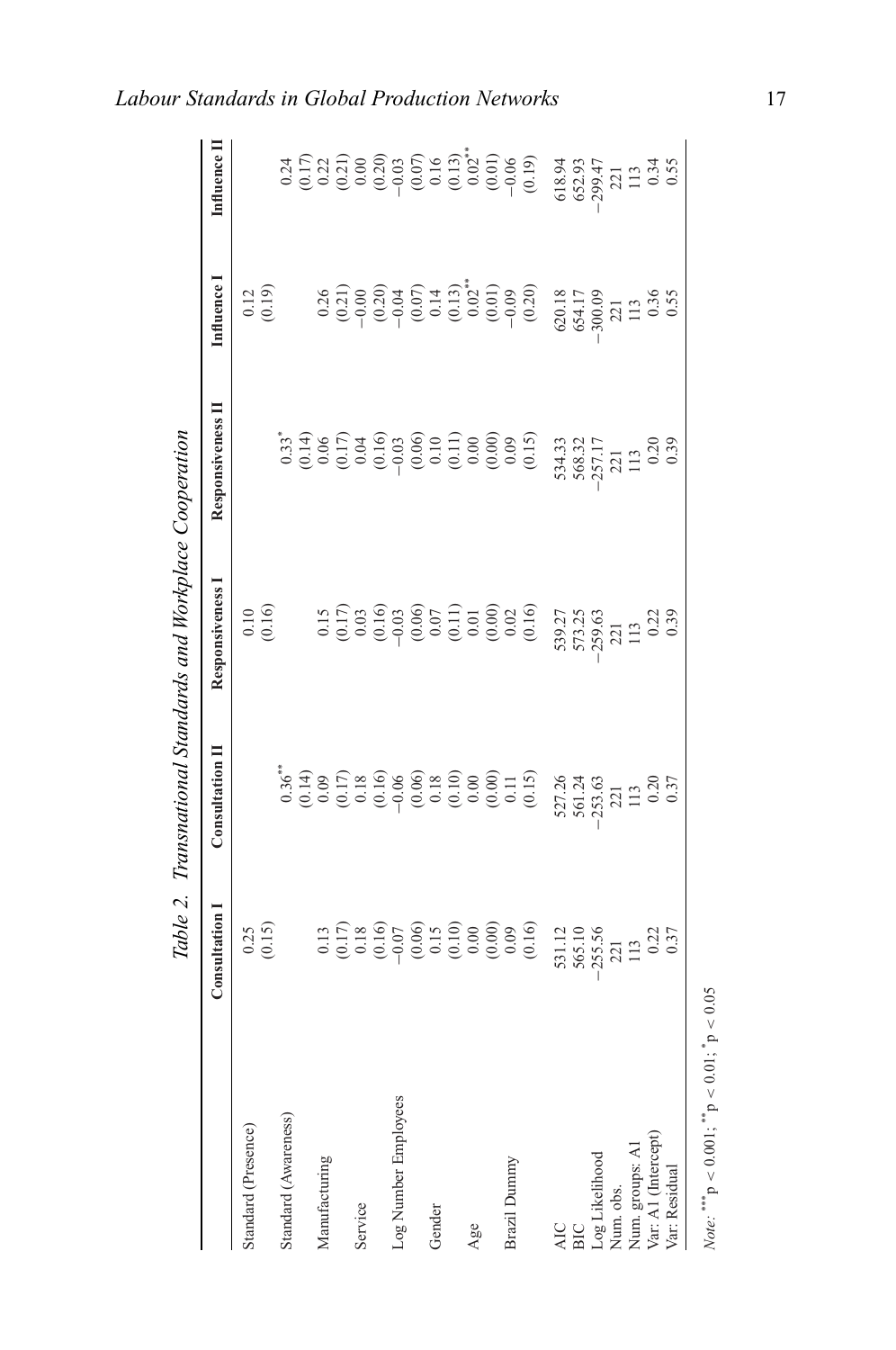*Table 2. Transnational Standards and Workplace Cooperation*

| | Consultation I | Consultation II | Responsiveness I | Responsiveness II | Influence I | Influence II |
|---|---|---|---|---|---|---|
| Standard (Presence) | 0.25 | | 0.10 | | 0.12 | |
| | (0.15) | | (0.16) | | (0.19) | |
| Standard (Awareness) | | 0.36** | | 0.33* | | 0.24 |
| | | (0.14) | | (0.14) | | (0.17) |
| Manufacturing | 0.13 | 0.09 | 0.15 | 0.06 | 0.26 | 0.22 |
| | (0.17) | (0.17) | (0.17) | (0.17) | (0.21) | (0.21) |
| Service | 0.18 | 0.18 | 0.03 | 0.04 | −0.00 | 0.00 |
| | (0.16) | (0.16) | (0.16) | (0.16) | (0.20) | (0.20) |
| Log Number Employees | −0.07 | −0.06 | −0.03 | −0.03 | −0.04 | −0.03 |
| | (0.06) | (0.06) | (0.06) | (0.06) | (0.07) | (0.07) |
| Gender | 0.15 | 0.18 | 0.07 | 0.10 | 0.14 | 0.16 |
| | (0.10) | (0.10) | (0.11) | (0.11) | (0.13) | (0.13) |
| Age | 0.00 | 0.00 | 0.01 | 0.00 | 0.02** | 0.02** |
| | (0.00) | (0.00) | (0.00) | (0.00) | (0.01) | (0.01) |
| Brazil Dummy | 0.09 | 0.11 | 0.02 | 0.09 | −0.09 | −0.06 |
| | (0.16) | (0.15) | (0.16) | (0.15) | (0.20) | (0.19) |
| AIC | 531.12 | 527.26 | 539.27 | 534.33 | 620.18 | 618.94 |
| BIC | 565.10 | 561.24 | 573.25 | 568.32 | 654.17 | 652.93 |
| Log Likelihood | −255.56 | −253.63 | −259.63 | −257.17 | −300.09 | −299.47 |
| Num. obs. | 221 | 221 | 221 | 221 | 221 | 221 |
| Num. groups: A1 | 113 | 113 | 113 | 113 | 113 | 113 |
| Var: A1 (Intercept) | 0.22 | 0.20 | 0.22 | 0.20 | 0.36 | 0.34 |
| Var: Residual | 0.37 | 0.37 | 0.39 | 0.39 | 0.55 | 0.55 |

*Note:* *** $p < 0.001$; ** $p < 0.01$; * $p < 0.05$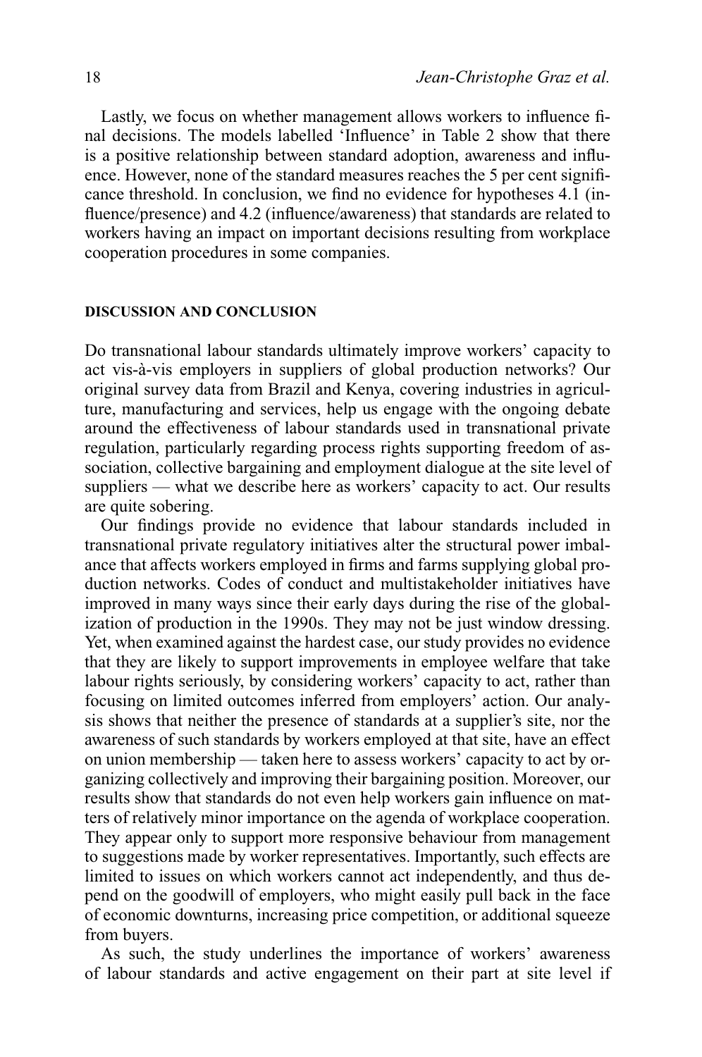Lastly, we focus on whether management allows workers to influence final decisions. The models labelled 'Influence' in Table 2 show that there is a positive relationship between standard adoption, awareness and influence. However, none of the standard measures reaches the 5 per cent significance threshold. In conclusion, we find no evidence for hypotheses 4.1 (influence/presence) and 4.2 (influence/awareness) that standards are related to workers having an impact on important decisions resulting from workplace cooperation procedures in some companies.

## DISCUSSION AND CONCLUSION

Do transnational labour standards ultimately improve workers' capacity to act vis-à-vis employers in suppliers of global production networks? Our original survey data from Brazil and Kenya, covering industries in agriculture, manufacturing and services, help us engage with the ongoing debate around the effectiveness of labour standards used in transnational private regulation, particularly regarding process rights supporting freedom of association, collective bargaining and employment dialogue at the site level of suppliers — what we describe here as workers' capacity to act. Our results are quite sobering.

Our findings provide no evidence that labour standards included in transnational private regulatory initiatives alter the structural power imbalance that affects workers employed in firms and farms supplying global production networks. Codes of conduct and multistakeholder initiatives have improved in many ways since their early days during the rise of the globalization of production in the 1990s. They may not be just window dressing. Yet, when examined against the hardest case, our study provides no evidence that they are likely to support improvements in employee welfare that take labour rights seriously, by considering workers' capacity to act, rather than focusing on limited outcomes inferred from employers' action. Our analysis shows that neither the presence of standards at a supplier's site, nor the awareness of such standards by workers employed at that site, have an effect on union membership — taken here to assess workers' capacity to act by organizing collectively and improving their bargaining position. Moreover, our results show that standards do not even help workers gain influence on matters of relatively minor importance on the agenda of workplace cooperation. They appear only to support more responsive behaviour from management to suggestions made by worker representatives. Importantly, such effects are limited to issues on which workers cannot act independently, and thus depend on the goodwill of employers, who might easily pull back in the face of economic downturns, increasing price competition, or additional squeeze from buyers.

As such, the study underlines the importance of workers' awareness of labour standards and active engagement on their part at site level if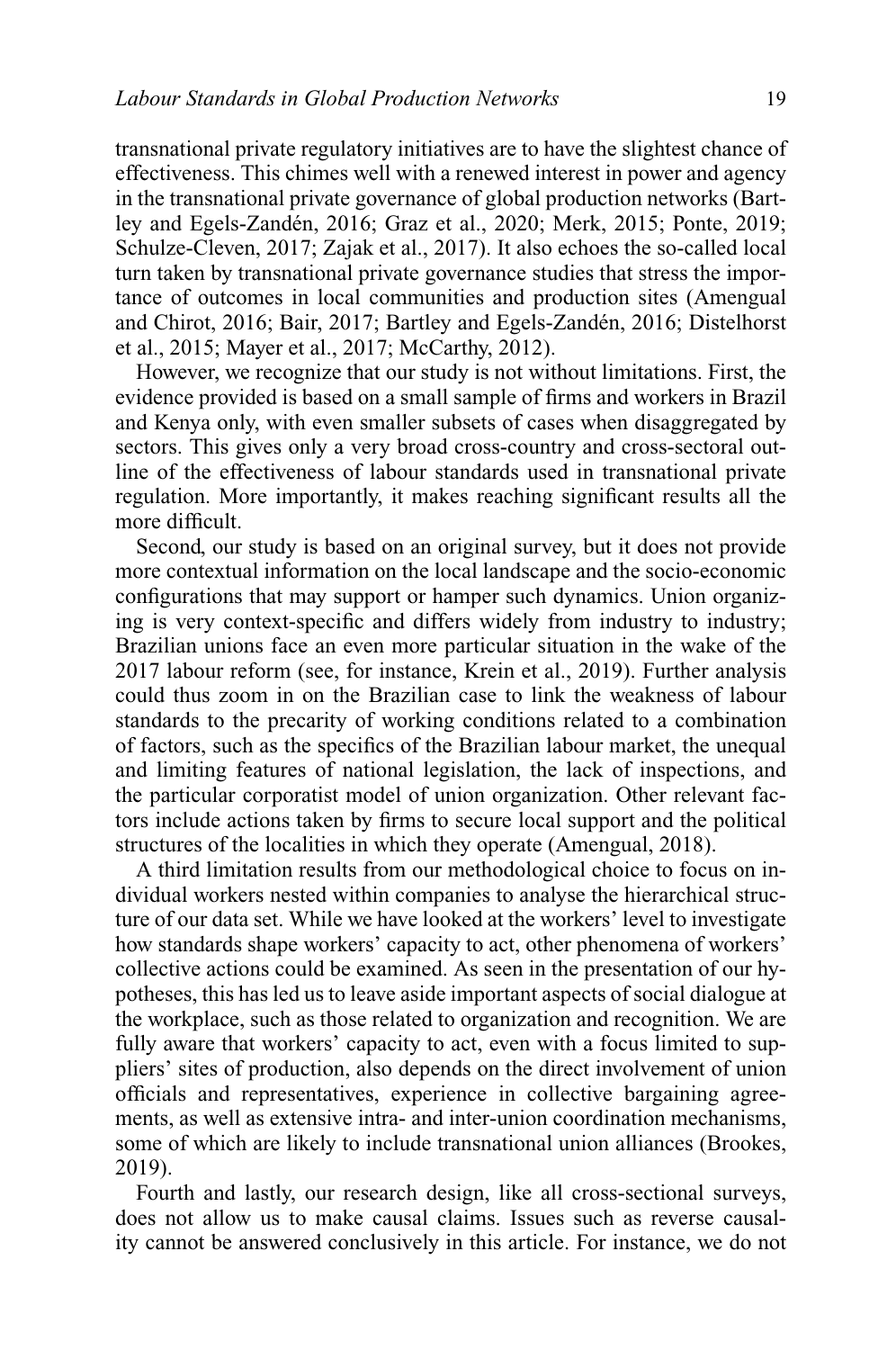transnational private regulatory initiatives are to have the slightest chance of effectiveness. This chimes well with a renewed interest in power and agency in the transnational private governance of global production networks (Bartley and Egels-Zandén, 2016; Graz et al., 2020; Merk, 2015; Ponte, 2019; Schulze-Cleven, 2017; Zajak et al., 2017). It also echoes the so-called local turn taken by transnational private governance studies that stress the importance of outcomes in local communities and production sites (Amengual and Chirot, 2016; Bair, 2017; Bartley and Egels-Zandén, 2016; Distelhorst et al., 2015; Mayer et al., 2017; McCarthy, 2012).

However, we recognize that our study is not without limitations. First, the evidence provided is based on a small sample of firms and workers in Brazil and Kenya only, with even smaller subsets of cases when disaggregated by sectors. This gives only a very broad cross-country and cross-sectoral outline of the effectiveness of labour standards used in transnational private regulation. More importantly, it makes reaching significant results all the more difficult.

Second, our study is based on an original survey, but it does not provide more contextual information on the local landscape and the socio-economic configurations that may support or hamper such dynamics. Union organizing is very context-specific and differs widely from industry to industry; Brazilian unions face an even more particular situation in the wake of the 2017 labour reform (see, for instance, Krein et al., 2019). Further analysis could thus zoom in on the Brazilian case to link the weakness of labour standards to the precarity of working conditions related to a combination of factors, such as the specifics of the Brazilian labour market, the unequal and limiting features of national legislation, the lack of inspections, and the particular corporatist model of union organization. Other relevant factors include actions taken by firms to secure local support and the political structures of the localities in which they operate (Amengual, 2018).

A third limitation results from our methodological choice to focus on individual workers nested within companies to analyse the hierarchical structure of our data set. While we have looked at the workers' level to investigate how standards shape workers' capacity to act, other phenomena of workers' collective actions could be examined. As seen in the presentation of our hypotheses, this has led us to leave aside important aspects of social dialogue at the workplace, such as those related to organization and recognition. We are fully aware that workers' capacity to act, even with a focus limited to suppliers' sites of production, also depends on the direct involvement of union officials and representatives, experience in collective bargaining agreements, as well as extensive intra- and inter-union coordination mechanisms, some of which are likely to include transnational union alliances (Brookes, 2019).

Fourth and lastly, our research design, like all cross-sectional surveys, does not allow us to make causal claims. Issues such as reverse causality cannot be answered conclusively in this article. For instance, we do not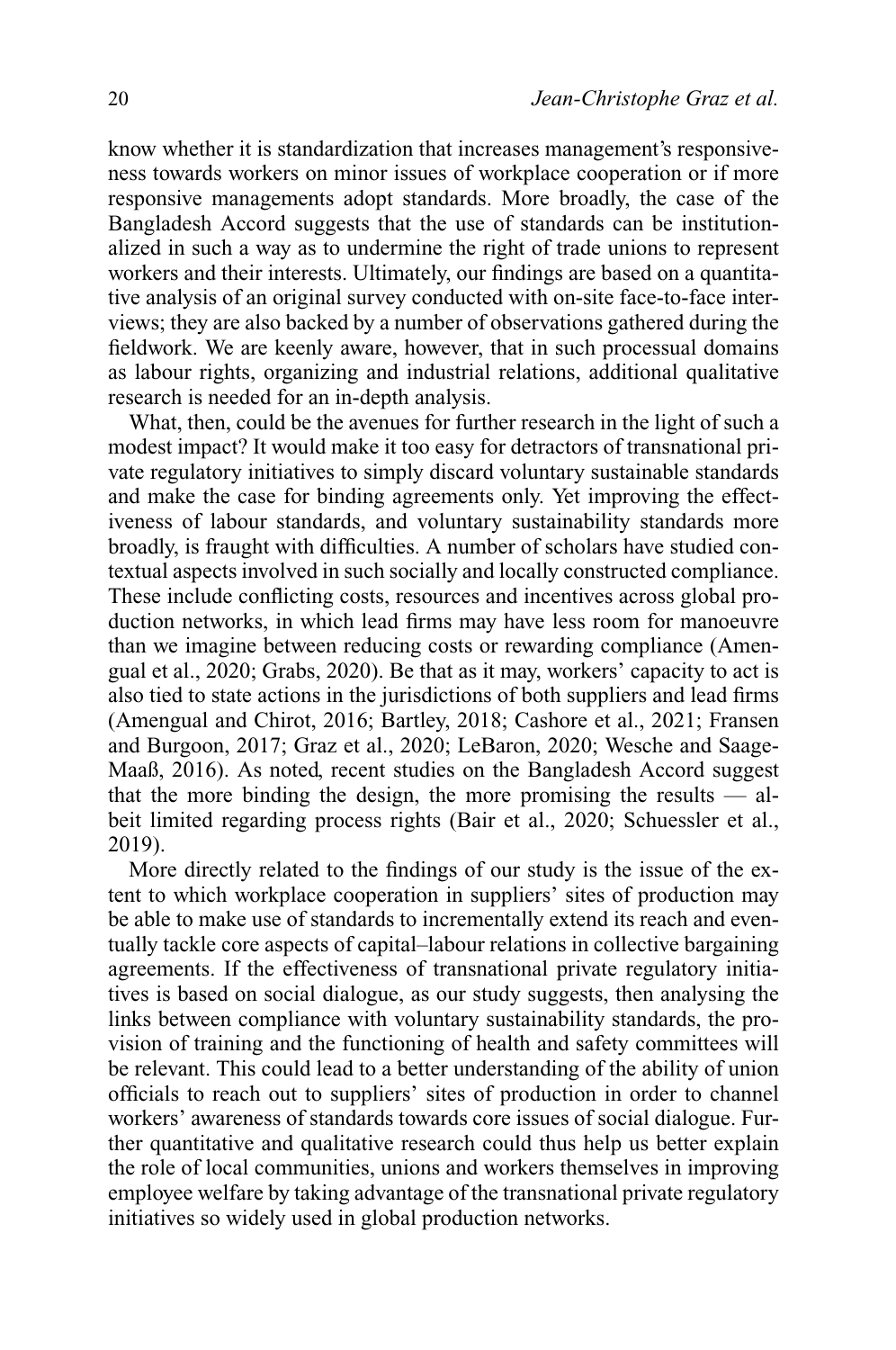know whether it is standardization that increases management's responsiveness towards workers on minor issues of workplace cooperation or if more responsive managements adopt standards. More broadly, the case of the Bangladesh Accord suggests that the use of standards can be institutionalized in such a way as to undermine the right of trade unions to represent workers and their interests. Ultimately, our findings are based on a quantitative analysis of an original survey conducted with on-site face-to-face interviews; they are also backed by a number of observations gathered during the fieldwork. We are keenly aware, however, that in such processual domains as labour rights, organizing and industrial relations, additional qualitative research is needed for an in-depth analysis.

What, then, could be the avenues for further research in the light of such a modest impact? It would make it too easy for detractors of transnational private regulatory initiatives to simply discard voluntary sustainable standards and make the case for binding agreements only. Yet improving the effectiveness of labour standards, and voluntary sustainability standards more broadly, is fraught with difficulties. A number of scholars have studied contextual aspects involved in such socially and locally constructed compliance. These include conflicting costs, resources and incentives across global production networks, in which lead firms may have less room for manoeuvre than we imagine between reducing costs or rewarding compliance (Amengual et al., 2020; Grabs, 2020). Be that as it may, workers' capacity to act is also tied to state actions in the jurisdictions of both suppliers and lead firms (Amengual and Chirot, 2016; Bartley, 2018; Cashore et al., 2021; Fransen and Burgoon, 2017; Graz et al., 2020; LeBaron, 2020; Wesche and Saage-Maaß, 2016). As noted, recent studies on the Bangladesh Accord suggest that the more binding the design, the more promising the results — albeit limited regarding process rights (Bair et al., 2020; Schuessler et al., 2019).

More directly related to the findings of our study is the issue of the extent to which workplace cooperation in suppliers' sites of production may be able to make use of standards to incrementally extend its reach and eventually tackle core aspects of capital–labour relations in collective bargaining agreements. If the effectiveness of transnational private regulatory initiatives is based on social dialogue, as our study suggests, then analysing the links between compliance with voluntary sustainability standards, the provision of training and the functioning of health and safety committees will be relevant. This could lead to a better understanding of the ability of union officials to reach out to suppliers' sites of production in order to channel workers' awareness of standards towards core issues of social dialogue. Further quantitative and qualitative research could thus help us better explain the role of local communities, unions and workers themselves in improving employee welfare by taking advantage of the transnational private regulatory initiatives so widely used in global production networks.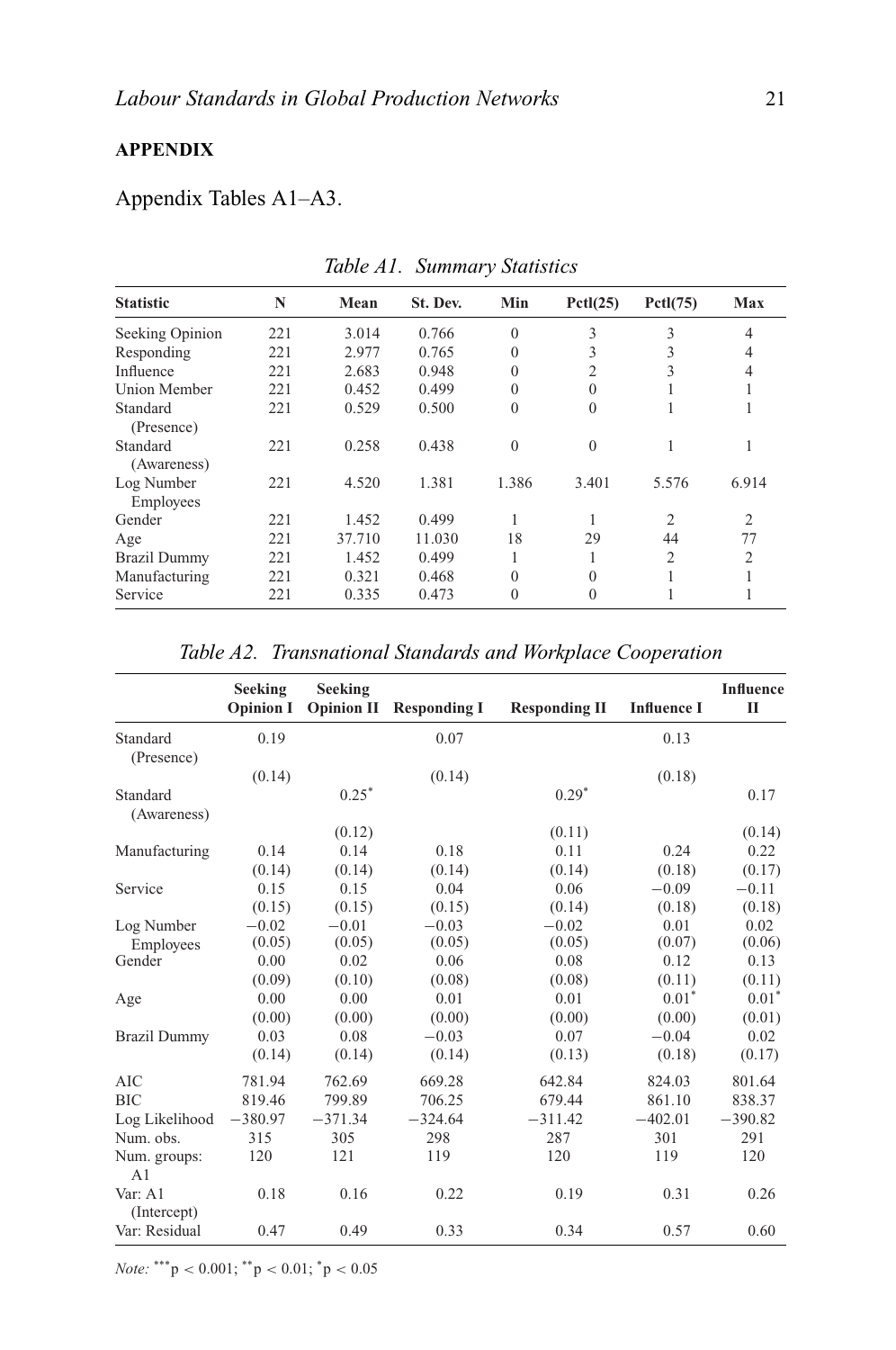**APPENDIX**

Appendix Tables A1–A3.

*Table A1. Summary Statistics*

| Statistic | N | Mean | St. Dev. | Min | Pctl(25) | Pctl(75) | Max |
|---|---|---|---|---|---|---|---|
| Seeking Opinion | 221 | 3.014 | 0.766 | 0 | 3 | 3 | 4 |
| Responding | 221 | 2.977 | 0.765 | 0 | 3 | 3 | 4 |
| Influence | 221 | 2.683 | 0.948 | 0 | 2 | 3 | 4 |
| Union Member | 221 | 0.452 | 0.499 | 0 | 0 | 1 | 1 |
| Standard (Presence) | 221 | 0.529 | 0.500 | 0 | 0 | 1 | 1 |
| Standard (Awareness) | 221 | 0.258 | 0.438 | 0 | 0 | 1 | 1 |
| Log Number Employees | 221 | 4.520 | 1.381 | 1.386 | 3.401 | 5.576 | 6.914 |
| Gender | 221 | 1.452 | 0.499 | 1 | 1 | 2 | 2 |
| Age | 221 | 37.710 | 11.030 | 18 | 29 | 44 | 77 |
| Brazil Dummy | 221 | 1.452 | 0.499 | 1 | 1 | 2 | 2 |
| Manufacturing | 221 | 0.321 | 0.468 | 0 | 0 | 1 | 1 |
| Service | 221 | 0.335 | 0.473 | 0 | 0 | 1 | 1 |

*Table A2. Transnational Standards and Workplace Cooperation*

| | Seeking Opinion I | Seeking Opinion II | Responding I | Responding II | Influence I | Influence II |
|---|---|---|---|---|---|---|
| Standard (Presence) | 0.19 | | 0.07 | | 0.13 | |
| | (0.14) | | (0.14) | | (0.18) | |
| Standard (Awareness) | | 0.25* | | 0.29* | | 0.17 |
| | | (0.12) | | (0.11) | | (0.14) |
| Manufacturing | 0.14 | 0.14 | 0.18 | 0.11 | 0.24 | 0.22 |
| | (0.14) | (0.14) | (0.14) | (0.14) | (0.18) | (0.17) |
| Service | 0.15 | 0.15 | 0.04 | 0.06 | −0.09 | −0.11 |
| | (0.15) | (0.15) | (0.15) | (0.14) | (0.18) | (0.18) |
| Log Number Employees | −0.02 | −0.01 | −0.03 | −0.02 | 0.01 | 0.02 |
| | (0.05) | (0.05) | (0.05) | (0.05) | (0.07) | (0.06) |
| Gender | 0.00 | 0.02 | 0.06 | 0.08 | 0.12 | 0.13 |
| | (0.09) | (0.10) | (0.08) | (0.08) | (0.11) | (0.11) |
| Age | 0.00 | 0.00 | 0.01 | 0.01 | 0.01* | 0.01* |
| | (0.00) | (0.00) | (0.00) | (0.00) | (0.00) | (0.01) |
| Brazil Dummy | 0.03 | 0.08 | −0.03 | 0.07 | −0.04 | 0.02 |
| | (0.14) | (0.14) | (0.14) | (0.13) | (0.18) | (0.17) |
| AIC | 781.94 | 762.69 | 669.28 | 642.84 | 824.03 | 801.64 |
| BIC | 819.46 | 799.89 | 706.25 | 679.44 | 861.10 | 838.37 |
| Log Likelihood | −380.97 | −371.34 | −324.64 | −311.42 | −402.01 | −390.82 |
| Num. obs. | 315 | 305 | 298 | 287 | 301 | 291 |
| Num. groups: A1 | 120 | 121 | 119 | 120 | 119 | 120 |
| Var: A1 (Intercept) | 0.18 | 0.16 | 0.22 | 0.19 | 0.31 | 0.26 |
| Var: Residual | 0.47 | 0.49 | 0.33 | 0.34 | 0.57 | 0.60 |

*Note:* ***$p < 0.001$; **$p < 0.01$; *$p < 0.05$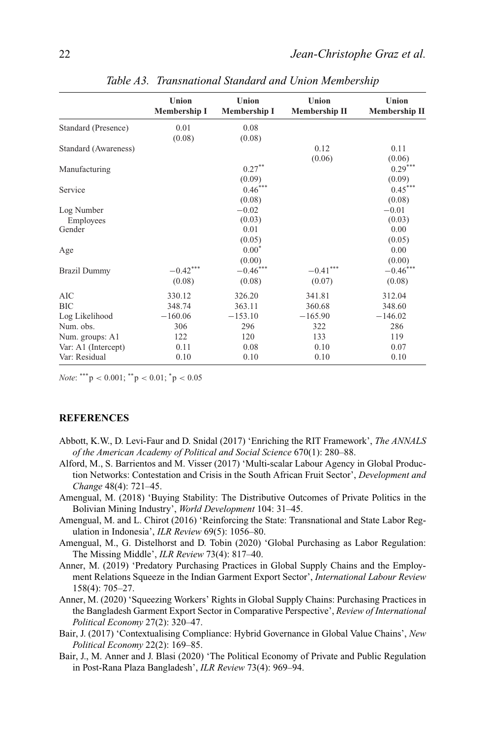*Table A3. Transnational Standard and Union Membership*

| | Union Membership I | Union Membership I | Union Membership II | Union Membership II |
|---|---|---|---|---|
| Standard (Presence) | 0.01 | 0.08 | | |
| | (0.08) | (0.08) | | |
| Standard (Awareness) | | | 0.12 | 0.11 |
| | | | (0.06) | (0.06) |
| Manufacturing | | $0.27^{**}$ | | $0.29^{***}$ |
| | | (0.09) | | (0.09) |
| Service | | $0.46^{***}$ | | $0.45^{***}$ |
| | | (0.08) | | (0.08) |
| Log Number Employees | | −0.02 | | −0.01 |
| | | (0.03) | | (0.03) |
| Gender | | 0.01 | | 0.00 |
| | | (0.05) | | (0.05) |
| Age | | $0.00^{*}$ | | 0.00 |
| | | (0.00) | | (0.00) |
| Brazil Dummy | $-0.42^{***}$ | $-0.46^{***}$ | $-0.41^{***}$ | $-0.46^{***}$ |
| | (0.08) | (0.08) | (0.07) | (0.08) |
| AIC | 330.12 | 326.20 | 341.81 | 312.04 |
| BIC | 348.74 | 363.11 | 360.68 | 348.60 |
| Log Likelihood | −160.06 | −153.10 | −165.90 | −146.02 |
| Num. obs. | 306 | 296 | 322 | 286 |
| Num. groups: A1 | 122 | 120 | 133 | 119 |
| Var: A1 (Intercept) | 0.11 | 0.08 | 0.10 | 0.07 |
| Var: Residual | 0.10 | 0.10 | 0.10 | 0.10 |

*Note*: $^{***}p < 0.001$; $^{**}p < 0.01$; $^{*}p < 0.05$

## REFERENCES

Abbott, K.W., D. Levi-Faur and D. Snidal (2017) 'Enriching the RIT Framework', *The ANNALS of the American Academy of Political and Social Science* 670(1): 280–88.

Alford, M., S. Barrientos and M. Visser (2017) 'Multi-scalar Labour Agency in Global Production Networks: Contestation and Crisis in the South African Fruit Sector', *Development and Change* 48(4): 721–45.

Amengual, M. (2018) 'Buying Stability: The Distributive Outcomes of Private Politics in the Bolivian Mining Industry', *World Development* 104: 31–45.

Amengual, M. and L. Chirot (2016) 'Reinforcing the State: Transnational and State Labor Regulation in Indonesia', *ILR Review* 69(5): 1056–80.

Amengual, M., G. Distelhorst and D. Tobin (2020) 'Global Purchasing as Labor Regulation: The Missing Middle', *ILR Review* 73(4): 817–40.

Anner, M. (2019) 'Predatory Purchasing Practices in Global Supply Chains and the Employment Relations Squeeze in the Indian Garment Export Sector', *International Labour Review* 158(4): 705–27.

Anner, M. (2020) 'Squeezing Workers' Rights in Global Supply Chains: Purchasing Practices in the Bangladesh Garment Export Sector in Comparative Perspective', *Review of International Political Economy* 27(2): 320–47.

Bair, J. (2017) 'Contextualising Compliance: Hybrid Governance in Global Value Chains', *New Political Economy* 22(2): 169–85.

Bair, J., M. Anner and J. Blasi (2020) 'The Political Economy of Private and Public Regulation in Post-Rana Plaza Bangladesh', *ILR Review* 73(4): 969–94.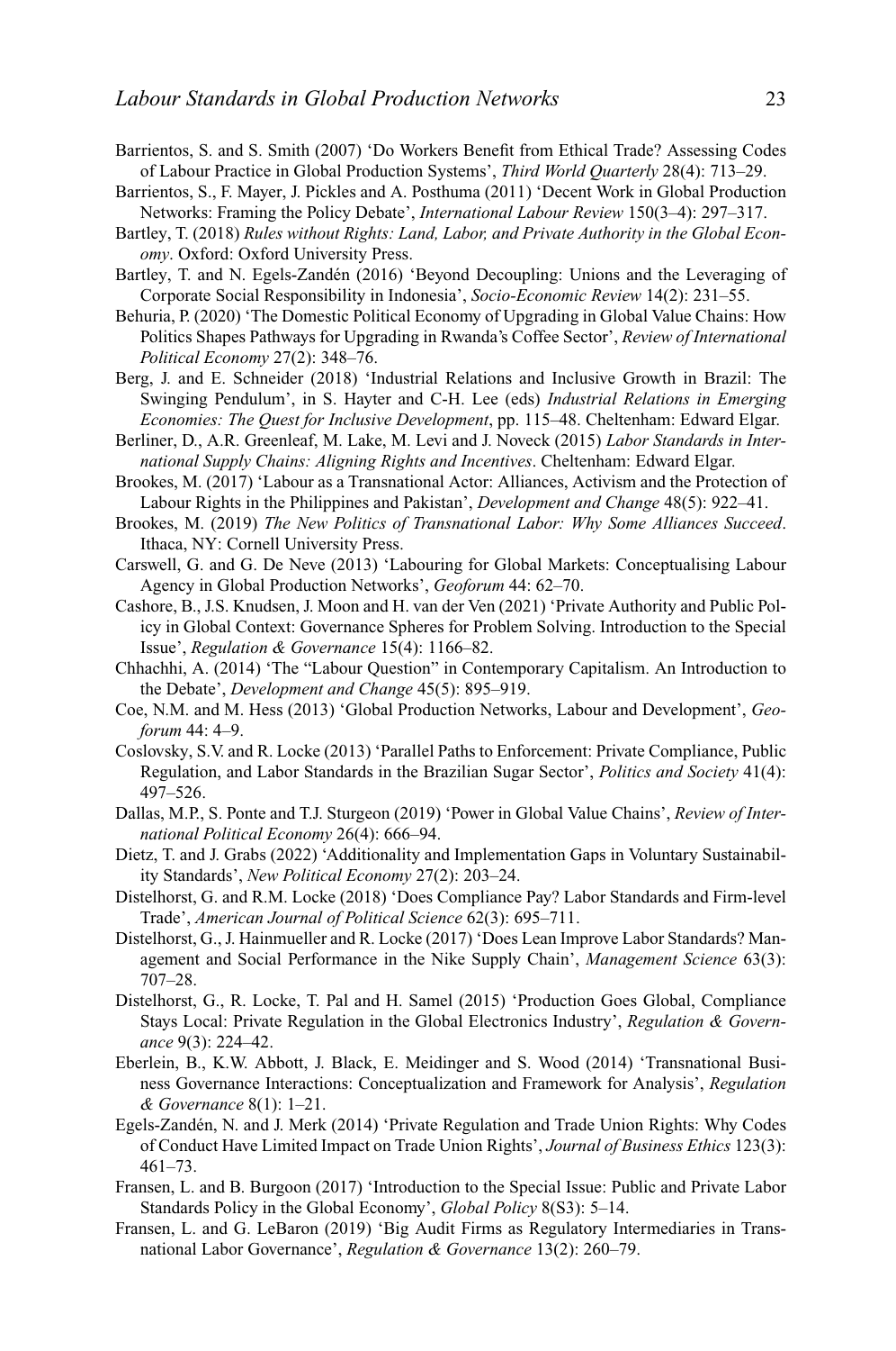Barrientos, S. and S. Smith (2007) 'Do Workers Benefit from Ethical Trade? Assessing Codes of Labour Practice in Global Production Systems', *Third World Quarterly* 28(4): 713–29.

Barrientos, S., F. Mayer, J. Pickles and A. Posthuma (2011) 'Decent Work in Global Production Networks: Framing the Policy Debate', *International Labour Review* 150(3–4): 297–317.

Bartley, T. (2018) *Rules without Rights: Land, Labor, and Private Authority in the Global Economy*. Oxford: Oxford University Press.

Bartley, T. and N. Egels-Zandén (2016) 'Beyond Decoupling: Unions and the Leveraging of Corporate Social Responsibility in Indonesia', *Socio-Economic Review* 14(2): 231–55.

Behuria, P. (2020) 'The Domestic Political Economy of Upgrading in Global Value Chains: How Politics Shapes Pathways for Upgrading in Rwanda's Coffee Sector', *Review of International Political Economy* 27(2): 348–76.

Berg, J. and E. Schneider (2018) 'Industrial Relations and Inclusive Growth in Brazil: The Swinging Pendulum', in S. Hayter and C-H. Lee (eds) *Industrial Relations in Emerging Economies: The Quest for Inclusive Development*, pp. 115–48. Cheltenham: Edward Elgar.

Berliner, D., A.R. Greenleaf, M. Lake, M. Levi and J. Noveck (2015) *Labor Standards in International Supply Chains: Aligning Rights and Incentives*. Cheltenham: Edward Elgar.

Brookes, M. (2017) 'Labour as a Transnational Actor: Alliances, Activism and the Protection of Labour Rights in the Philippines and Pakistan', *Development and Change* 48(5): 922–41.

Brookes, M. (2019) *The New Politics of Transnational Labor: Why Some Alliances Succeed*. Ithaca, NY: Cornell University Press.

Carswell, G. and G. De Neve (2013) 'Labouring for Global Markets: Conceptualising Labour Agency in Global Production Networks', *Geoforum* 44: 62–70.

Cashore, B., J.S. Knudsen, J. Moon and H. van der Ven (2021) 'Private Authority and Public Policy in Global Context: Governance Spheres for Problem Solving. Introduction to the Special Issue', *Regulation & Governance* 15(4): 1166–82.

Chhachhi, A. (2014) 'The "Labour Question" in Contemporary Capitalism. An Introduction to the Debate', *Development and Change* 45(5): 895–919.

Coe, N.M. and M. Hess (2013) 'Global Production Networks, Labour and Development', *Geoforum* 44: 4–9.

Coslovsky, S.V. and R. Locke (2013) 'Parallel Paths to Enforcement: Private Compliance, Public Regulation, and Labor Standards in the Brazilian Sugar Sector', *Politics and Society* 41(4): 497–526.

Dallas, M.P., S. Ponte and T.J. Sturgeon (2019) 'Power in Global Value Chains', *Review of International Political Economy* 26(4): 666–94.

Dietz, T. and J. Grabs (2022) 'Additionality and Implementation Gaps in Voluntary Sustainability Standards', *New Political Economy* 27(2): 203–24.

Distelhorst, G. and R.M. Locke (2018) 'Does Compliance Pay? Labor Standards and Firm-level Trade', *American Journal of Political Science* 62(3): 695–711.

Distelhorst, G., J. Hainmueller and R. Locke (2017) 'Does Lean Improve Labor Standards? Management and Social Performance in the Nike Supply Chain', *Management Science* 63(3): 707–28.

Distelhorst, G., R. Locke, T. Pal and H. Samel (2015) 'Production Goes Global, Compliance Stays Local: Private Regulation in the Global Electronics Industry', *Regulation & Governance* 9(3): 224–42.

Eberlein, B., K.W. Abbott, J. Black, E. Meidinger and S. Wood (2014) 'Transnational Business Governance Interactions: Conceptualization and Framework for Analysis', *Regulation & Governance* 8(1): 1–21.

Egels-Zandén, N. and J. Merk (2014) 'Private Regulation and Trade Union Rights: Why Codes of Conduct Have Limited Impact on Trade Union Rights', *Journal of Business Ethics* 123(3): 461–73.

Fransen, L. and B. Burgoon (2017) 'Introduction to the Special Issue: Public and Private Labor Standards Policy in the Global Economy', *Global Policy* 8(S3): 5–14.

Fransen, L. and G. LeBaron (2019) 'Big Audit Firms as Regulatory Intermediaries in Transnational Labor Governance', *Regulation & Governance* 13(2): 260–79.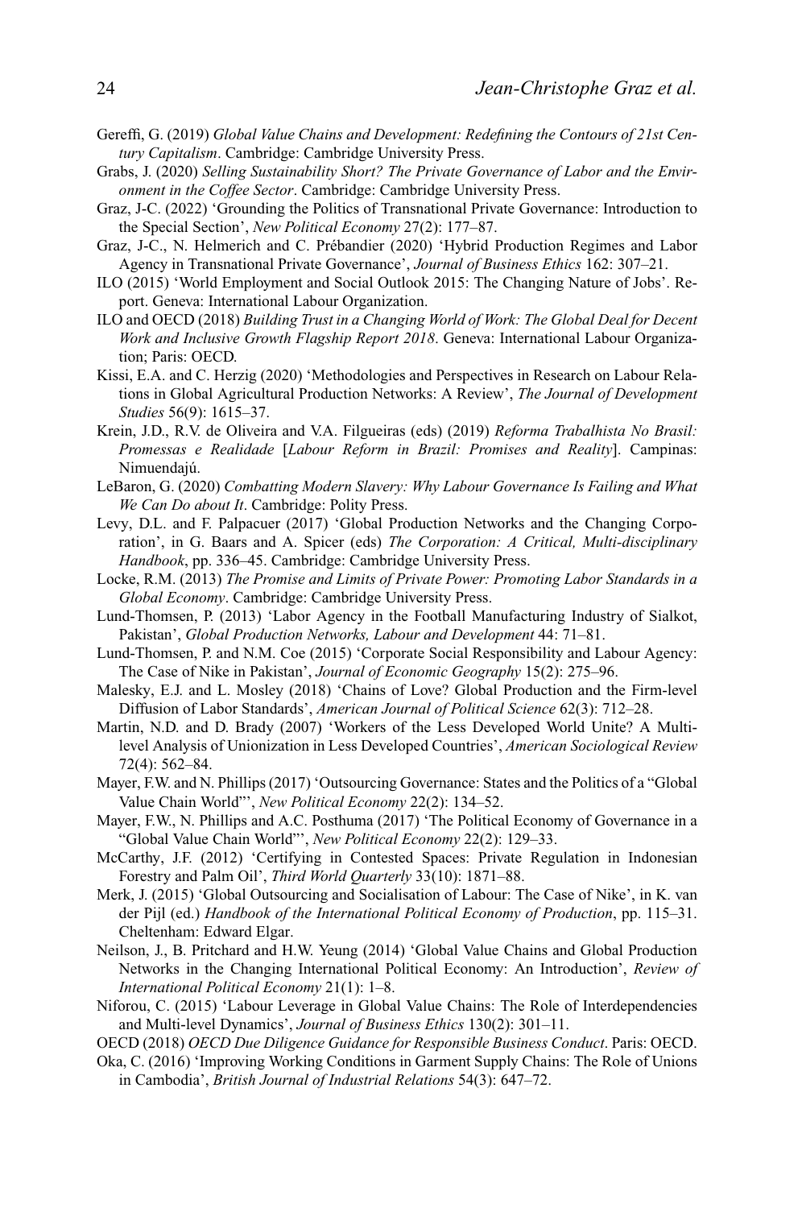Gereffi, G. (2019) *Global Value Chains and Development: Redefining the Contours of 21st Century Capitalism*. Cambridge: Cambridge University Press.

Grabs, J. (2020) *Selling Sustainability Short? The Private Governance of Labor and the Environment in the Coffee Sector*. Cambridge: Cambridge University Press.

Graz, J-C. (2022) 'Grounding the Politics of Transnational Private Governance: Introduction to the Special Section', *New Political Economy* 27(2): 177–87.

Graz, J-C., N. Helmerich and C. Prébandier (2020) 'Hybrid Production Regimes and Labor Agency in Transnational Private Governance', *Journal of Business Ethics* 162: 307–21.

ILO (2015) 'World Employment and Social Outlook 2015: The Changing Nature of Jobs'. Report. Geneva: International Labour Organization.

ILO and OECD (2018) *Building Trust in a Changing World of Work: The Global Deal for Decent Work and Inclusive Growth Flagship Report 2018*. Geneva: International Labour Organization; Paris: OECD.

Kissi, E.A. and C. Herzig (2020) 'Methodologies and Perspectives in Research on Labour Relations in Global Agricultural Production Networks: A Review', *The Journal of Development Studies* 56(9): 1615–37.

Krein, J.D., R.V. de Oliveira and V.A. Filgueiras (eds) (2019) *Reforma Trabalhista No Brasil: Promessas e Realidade* [*Labour Reform in Brazil: Promises and Reality*]. Campinas: Nimuendajú.

LeBaron, G. (2020) *Combatting Modern Slavery: Why Labour Governance Is Failing and What We Can Do about It*. Cambridge: Polity Press.

Levy, D.L. and F. Palpacuer (2017) 'Global Production Networks and the Changing Corporation', in G. Baars and A. Spicer (eds) *The Corporation: A Critical, Multi-disciplinary Handbook*, pp. 336–45. Cambridge: Cambridge University Press.

Locke, R.M. (2013) *The Promise and Limits of Private Power: Promoting Labor Standards in a Global Economy*. Cambridge: Cambridge University Press.

Lund-Thomsen, P. (2013) 'Labor Agency in the Football Manufacturing Industry of Sialkot, Pakistan', *Global Production Networks, Labour and Development* 44: 71–81.

Lund-Thomsen, P. and N.M. Coe (2015) 'Corporate Social Responsibility and Labour Agency: The Case of Nike in Pakistan', *Journal of Economic Geography* 15(2): 275–96.

Malesky, E.J. and L. Mosley (2018) 'Chains of Love? Global Production and the Firm-level Diffusion of Labor Standards', *American Journal of Political Science* 62(3): 712–28.

Martin, N.D. and D. Brady (2007) 'Workers of the Less Developed World Unite? A Multilevel Analysis of Unionization in Less Developed Countries', *American Sociological Review* 72(4): 562–84.

Mayer, F.W. and N. Phillips (2017) 'Outsourcing Governance: States and the Politics of a "Global Value Chain World"', *New Political Economy* 22(2): 134–52.

Mayer, F.W., N. Phillips and A.C. Posthuma (2017) 'The Political Economy of Governance in a "Global Value Chain World"', *New Political Economy* 22(2): 129–33.

McCarthy, J.F. (2012) 'Certifying in Contested Spaces: Private Regulation in Indonesian Forestry and Palm Oil', *Third World Quarterly* 33(10): 1871–88.

Merk, J. (2015) 'Global Outsourcing and Socialisation of Labour: The Case of Nike', in K. van der Pijl (ed.) *Handbook of the International Political Economy of Production*, pp. 115–31. Cheltenham: Edward Elgar.

Neilson, J., B. Pritchard and H.W. Yeung (2014) 'Global Value Chains and Global Production Networks in the Changing International Political Economy: An Introduction', *Review of International Political Economy* 21(1): 1–8.

Niforou, C. (2015) 'Labour Leverage in Global Value Chains: The Role of Interdependencies and Multi-level Dynamics', *Journal of Business Ethics* 130(2): 301–11.

OECD (2018) *OECD Due Diligence Guidance for Responsible Business Conduct*. Paris: OECD.

Oka, C. (2016) 'Improving Working Conditions in Garment Supply Chains: The Role of Unions in Cambodia', *British Journal of Industrial Relations* 54(3): 647–72.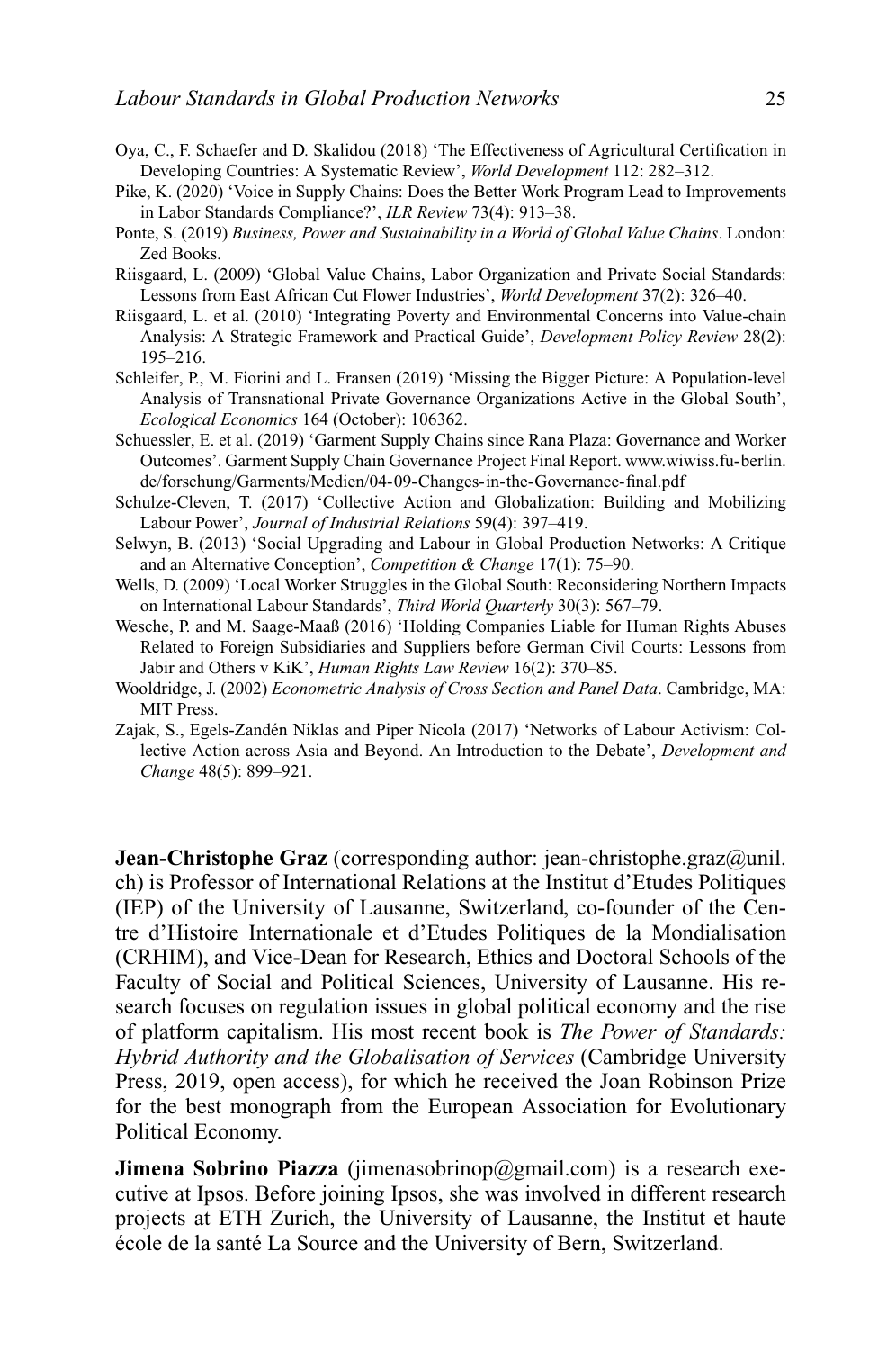Oya, C., F. Schaefer and D. Skalidou (2018) 'The Effectiveness of Agricultural Certification in Developing Countries: A Systematic Review', *World Development* 112: 282–312.

Pike, K. (2020) 'Voice in Supply Chains: Does the Better Work Program Lead to Improvements in Labor Standards Compliance?', *ILR Review* 73(4): 913–38.

Ponte, S. (2019) *Business, Power and Sustainability in a World of Global Value Chains*. London: Zed Books.

Riisgaard, L. (2009) 'Global Value Chains, Labor Organization and Private Social Standards: Lessons from East African Cut Flower Industries', *World Development* 37(2): 326–40.

Riisgaard, L. et al. (2010) 'Integrating Poverty and Environmental Concerns into Value-chain Analysis: A Strategic Framework and Practical Guide', *Development Policy Review* 28(2): 195–216.

Schleifer, P., M. Fiorini and L. Fransen (2019) 'Missing the Bigger Picture: A Population-level Analysis of Transnational Private Governance Organizations Active in the Global South', *Ecological Economics* 164 (October): 106362.

Schuessler, E. et al. (2019) 'Garment Supply Chains since Rana Plaza: Governance and Worker Outcomes'. Garment Supply Chain Governance Project Final Report. www.wiwiss.fu-berlin.de/forschung/Garments/Medien/04-09-Changes-in-the-Governance-final.pdf

Schulze-Cleven, T. (2017) 'Collective Action and Globalization: Building and Mobilizing Labour Power', *Journal of Industrial Relations* 59(4): 397–419.

Selwyn, B. (2013) 'Social Upgrading and Labour in Global Production Networks: A Critique and an Alternative Conception', *Competition & Change* 17(1): 75–90.

Wells, D. (2009) 'Local Worker Struggles in the Global South: Reconsidering Northern Impacts on International Labour Standards', *Third World Quarterly* 30(3): 567–79.

Wesche, P. and M. Saage-Maaß (2016) 'Holding Companies Liable for Human Rights Abuses Related to Foreign Subsidiaries and Suppliers before German Civil Courts: Lessons from Jabir and Others v KiK', *Human Rights Law Review* 16(2): 370–85.

Wooldridge, J. (2002) *Econometric Analysis of Cross Section and Panel Data*. Cambridge, MA: MIT Press.

Zajak, S., Egels-Zandén Niklas and Piper Nicola (2017) 'Networks of Labour Activism: Collective Action across Asia and Beyond. An Introduction to the Debate', *Development and Change* 48(5): 899–921.

**Jean-Christophe Graz** (corresponding author: jean-christophe.graz@unil.ch) is Professor of International Relations at the Institut d'Etudes Politiques (IEP) of the University of Lausanne, Switzerland, co-founder of the Centre d'Histoire Internationale et d'Etudes Politiques de la Mondialisation (CRHIM), and Vice-Dean for Research, Ethics and Doctoral Schools of the Faculty of Social and Political Sciences, University of Lausanne. His research focuses on regulation issues in global political economy and the rise of platform capitalism. His most recent book is *The Power of Standards: Hybrid Authority and the Globalisation of Services* (Cambridge University Press, 2019, open access), for which he received the Joan Robinson Prize for the best monograph from the European Association for Evolutionary Political Economy.

**Jimena Sobrino Piazza** (jimenasobrinop@gmail.com) is a research executive at Ipsos. Before joining Ipsos, she was involved in different research projects at ETH Zurich, the University of Lausanne, the Institut et haute école de la santé La Source and the University of Bern, Switzerland.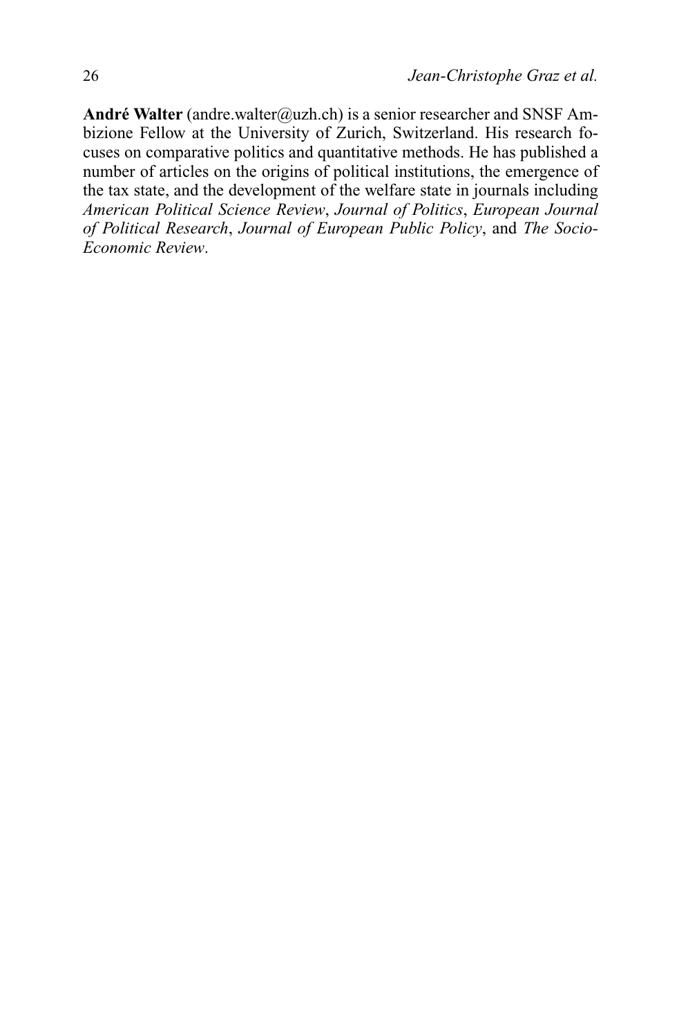**André Walter** (andre.walter@uzh.ch) is a senior researcher and SNSF Ambizione Fellow at the University of Zurich, Switzerland. His research focuses on comparative politics and quantitative methods. He has published a number of articles on the origins of political institutions, the emergence of the tax state, and the development of the welfare state in journals including *American Political Science Review*, *Journal of Politics*, *European Journal of Political Research*, *Journal of European Public Policy*, and *The Socio-Economic Review*.